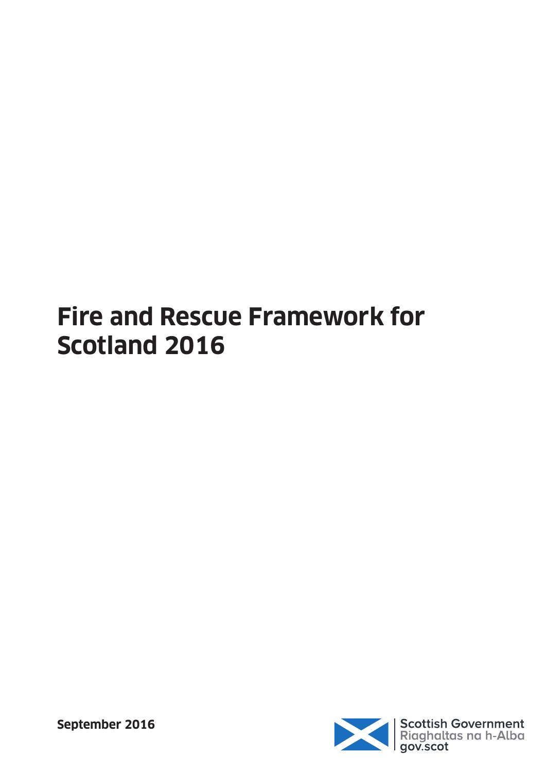# Fire and Rescue Framework for Scotland 2016

**September 2016**

Scottish Government
Riaghaltas na h-Alba
gov.scot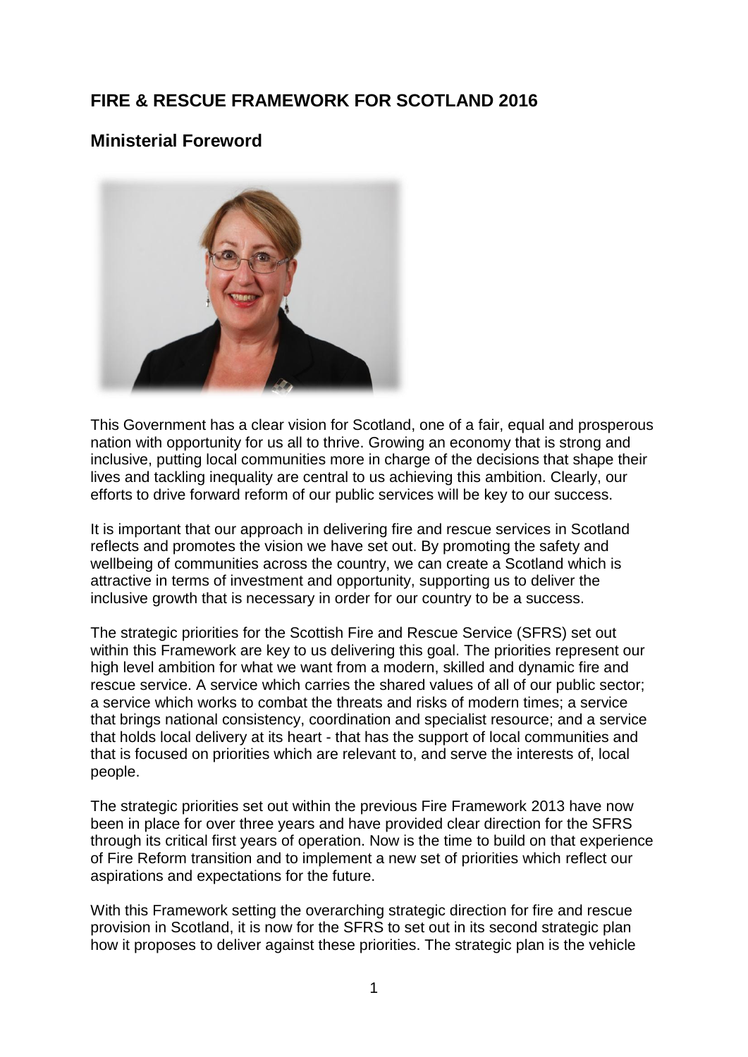# FIRE & RESCUE FRAMEWORK FOR SCOTLAND 2016

## Ministerial Foreword

This Government has a clear vision for Scotland, one of a fair, equal and prosperous nation with opportunity for us all to thrive. Growing an economy that is strong and inclusive, putting local communities more in charge of the decisions that shape their lives and tackling inequality are central to us achieving this ambition. Clearly, our efforts to drive forward reform of our public services will be key to our success.

It is important that our approach in delivering fire and rescue services in Scotland reflects and promotes the vision we have set out. By promoting the safety and wellbeing of communities across the country, we can create a Scotland which is attractive in terms of investment and opportunity, supporting us to deliver the inclusive growth that is necessary in order for our country to be a success.

The strategic priorities for the Scottish Fire and Rescue Service (SFRS) set out within this Framework are key to us delivering this goal. The priorities represent our high level ambition for what we want from a modern, skilled and dynamic fire and rescue service. A service which carries the shared values of all of our public sector; a service which works to combat the threats and risks of modern times; a service that brings national consistency, coordination and specialist resource; and a service that holds local delivery at its heart - that has the support of local communities and that is focused on priorities which are relevant to, and serve the interests of, local people.

The strategic priorities set out within the previous Fire Framework 2013 have now been in place for over three years and have provided clear direction for the SFRS through its critical first years of operation. Now is the time to build on that experience of Fire Reform transition and to implement a new set of priorities which reflect our aspirations and expectations for the future.

With this Framework setting the overarching strategic direction for fire and rescue provision in Scotland, it is now for the SFRS to set out in its second strategic plan how it proposes to deliver against these priorities. The strategic plan is the vehicle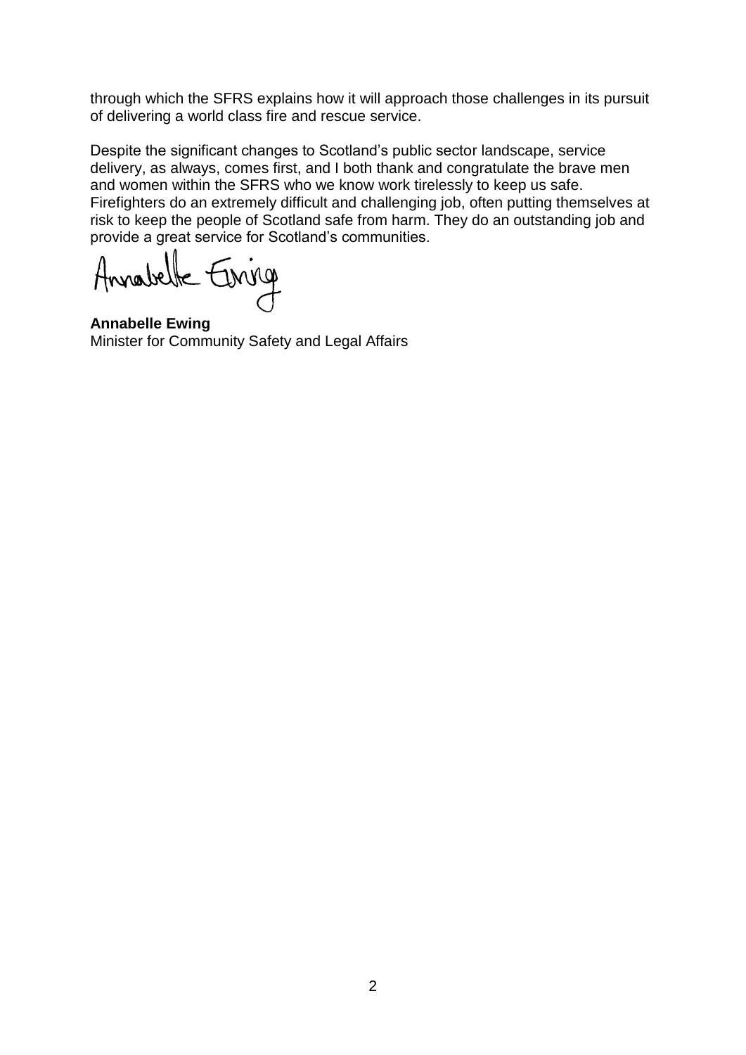through which the SFRS explains how it will approach those challenges in its pursuit of delivering a world class fire and rescue service.

Despite the significant changes to Scotland's public sector landscape, service delivery, as always, comes first, and I both thank and congratulate the brave men and women within the SFRS who we know work tirelessly to keep us safe. Firefighters do an extremely difficult and challenging job, often putting themselves at risk to keep the people of Scotland safe from harm. They do an outstanding job and provide a great service for Scotland's communities.

Annabelle Ewing

**Annabelle Ewing**
Minister for Community Safety and Legal Affairs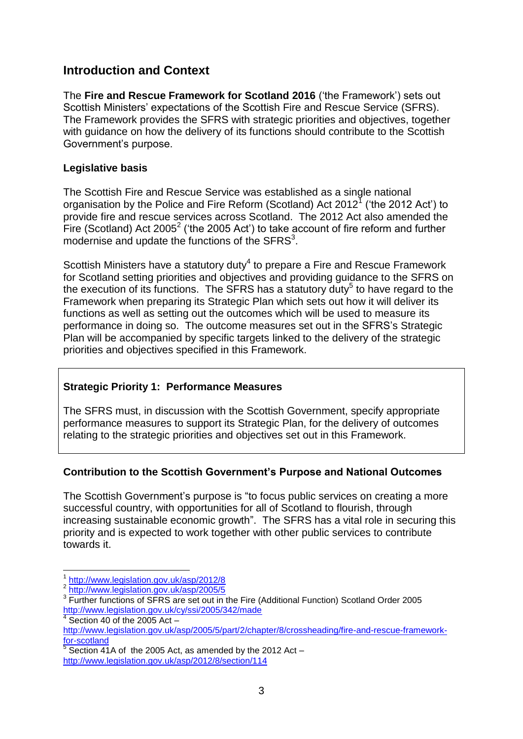## Introduction and Context

The **Fire and Rescue Framework for Scotland 2016** ('the Framework') sets out Scottish Ministers' expectations of the Scottish Fire and Rescue Service (SFRS). The Framework provides the SFRS with strategic priorities and objectives, together with guidance on how the delivery of its functions should contribute to the Scottish Government's purpose.

### Legislative basis

The Scottish Fire and Rescue Service was established as a single national organisation by the Police and Fire Reform (Scotland) Act 2012[1] ('the 2012 Act') to provide fire and rescue services across Scotland. The 2012 Act also amended the Fire (Scotland) Act 2005[2] ('the 2005 Act') to take account of fire reform and further modernise and update the functions of the SFRS[3].

Scottish Ministers have a statutory duty[4] to prepare a Fire and Rescue Framework for Scotland setting priorities and objectives and providing guidance to the SFRS on the execution of its functions. The SFRS has a statutory duty[5] to have regard to the Framework when preparing its Strategic Plan which sets out how it will deliver its functions as well as setting out the outcomes which will be used to measure its performance in doing so. The outcome measures set out in the SFRS's Strategic Plan will be accompanied by specific targets linked to the delivery of the strategic priorities and objectives specified in this Framework.

**Strategic Priority 1: Performance Measures**

The SFRS must, in discussion with the Scottish Government, specify appropriate performance measures to support its Strategic Plan, for the delivery of outcomes relating to the strategic priorities and objectives set out in this Framework.

### Contribution to the Scottish Government's Purpose and National Outcomes

The Scottish Government's purpose is "to focus public services on creating a more successful country, with opportunities for all of Scotland to flourish, through increasing sustainable economic growth". The SFRS has a vital role in securing this priority and is expected to work together with other public services to contribute towards it.

---

[1] http://www.legislation.gov.uk/asp/2012/8

[2] http://www.legislation.gov.uk/asp/2005/5

[3] Further functions of SFRS are set out in the Fire (Additional Function) Scotland Order 2005 http://www.legislation.gov.uk/cy/ssi/2005/342/made

[4] Section 40 of the 2005 Act – http://www.legislation.gov.uk/asp/2005/5/part/2/chapter/8/crossheading/fire-and-rescue-framework-for-scotland

[5] Section 41A of the 2005 Act, as amended by the 2012 Act – http://www.legislation.gov.uk/asp/2012/8/section/114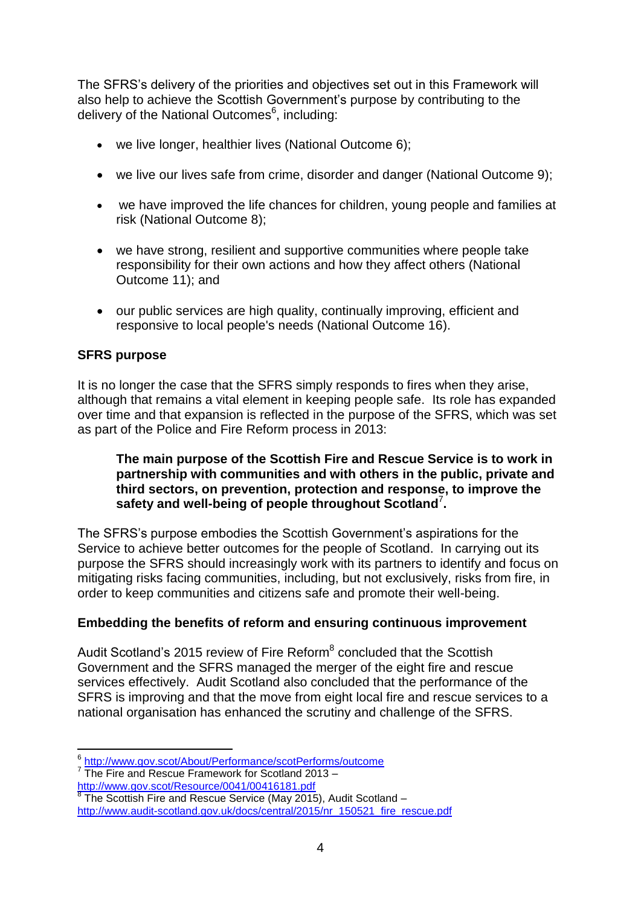The SFRS's delivery of the priorities and objectives set out in this Framework will also help to achieve the Scottish Government's purpose by contributing to the delivery of the National Outcomes[6], including:

- we live longer, healthier lives (National Outcome 6);
- we live our lives safe from crime, disorder and danger (National Outcome 9);
- we have improved the life chances for children, young people and families at risk (National Outcome 8);
- we have strong, resilient and supportive communities where people take responsibility for their own actions and how they affect others (National Outcome 11); and
- our public services are high quality, continually improving, efficient and responsive to local people's needs (National Outcome 16).

**SFRS purpose**

It is no longer the case that the SFRS simply responds to fires when they arise, although that remains a vital element in keeping people safe. Its role has expanded over time and that expansion is reflected in the purpose of the SFRS, which was set as part of the Police and Fire Reform process in 2013:

> **The main purpose of the Scottish Fire and Rescue Service is to work in partnership with communities and with others in the public, private and third sectors, on prevention, protection and response, to improve the safety and well-being of people throughout Scotland[7].**

The SFRS's purpose embodies the Scottish Government's aspirations for the Service to achieve better outcomes for the people of Scotland. In carrying out its purpose the SFRS should increasingly work with its partners to identify and focus on mitigating risks facing communities, including, but not exclusively, risks from fire, in order to keep communities and citizens safe and promote their well-being.

**Embedding the benefits of reform and ensuring continuous improvement**

Audit Scotland's 2015 review of Fire Reform[8] concluded that the Scottish Government and the SFRS managed the merger of the eight fire and rescue services effectively. Audit Scotland also concluded that the performance of the SFRS is improving and that the move from eight local fire and rescue services to a national organisation has enhanced the scrutiny and challenge of the SFRS.

---

[6] http://www.gov.scot/About/Performance/scotPerforms/outcome

[7] The Fire and Rescue Framework for Scotland 2013 – http://www.gov.scot/Resource/0041/00416181.pdf

[8] The Scottish Fire and Rescue Service (May 2015), Audit Scotland – http://www.audit-scotland.gov.uk/docs/central/2015/nr_150521_fire_rescue.pdf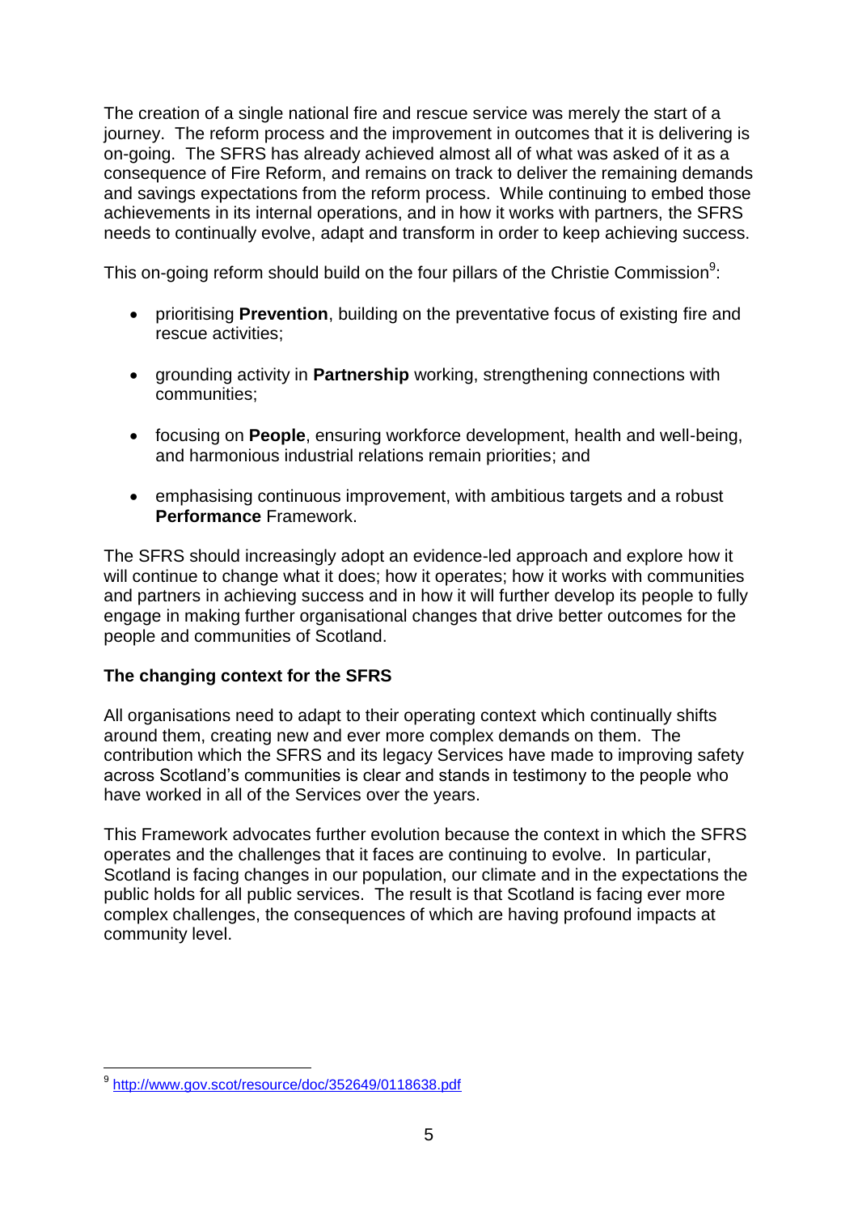The creation of a single national fire and rescue service was merely the start of a journey. The reform process and the improvement in outcomes that it is delivering is on-going. The SFRS has already achieved almost all of what was asked of it as a consequence of Fire Reform, and remains on track to deliver the remaining demands and savings expectations from the reform process. While continuing to embed those achievements in its internal operations, and in how it works with partners, the SFRS needs to continually evolve, adapt and transform in order to keep achieving success.

This on-going reform should build on the four pillars of the Christie Commission[9]:

- prioritising **Prevention**, building on the preventative focus of existing fire and rescue activities;
- grounding activity in **Partnership** working, strengthening connections with communities;
- focusing on **People**, ensuring workforce development, health and well-being, and harmonious industrial relations remain priorities; and
- emphasising continuous improvement, with ambitious targets and a robust **Performance** Framework.

The SFRS should increasingly adopt an evidence-led approach and explore how it will continue to change what it does; how it operates; how it works with communities and partners in achieving success and in how it will further develop its people to fully engage in making further organisational changes that drive better outcomes for the people and communities of Scotland.

**The changing context for the SFRS**

All organisations need to adapt to their operating context which continually shifts around them, creating new and ever more complex demands on them. The contribution which the SFRS and its legacy Services have made to improving safety across Scotland's communities is clear and stands in testimony to the people who have worked in all of the Services over the years.

This Framework advocates further evolution because the context in which the SFRS operates and the challenges that it faces are continuing to evolve. In particular, Scotland is facing changes in our population, our climate and in the expectations the public holds for all public services. The result is that Scotland is facing ever more complex challenges, the consequences of which are having profound impacts at community level.

[9] http://www.gov.scot/resource/doc/352649/0118638.pdf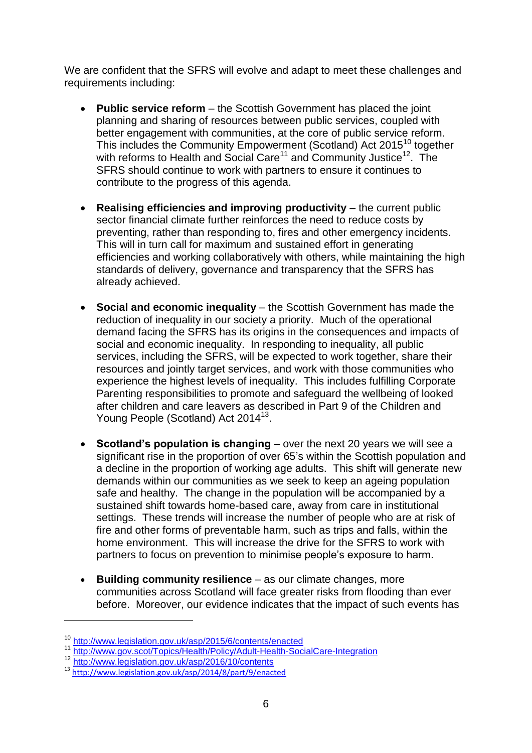We are confident that the SFRS will evolve and adapt to meet these challenges and requirements including:

- **Public service reform** – the Scottish Government has placed the joint planning and sharing of resources between public services, coupled with better engagement with communities, at the core of public service reform. This includes the Community Empowerment (Scotland) Act 2015[10] together with reforms to Health and Social Care[11] and Community Justice[12]. The SFRS should continue to work with partners to ensure it continues to contribute to the progress of this agenda.

- **Realising efficiencies and improving productivity** – the current public sector financial climate further reinforces the need to reduce costs by preventing, rather than responding to, fires and other emergency incidents. This will in turn call for maximum and sustained effort in generating efficiencies and working collaboratively with others, while maintaining the high standards of delivery, governance and transparency that the SFRS has already achieved.

- **Social and economic inequality** – the Scottish Government has made the reduction of inequality in our society a priority. Much of the operational demand facing the SFRS has its origins in the consequences and impacts of social and economic inequality. In responding to inequality, all public services, including the SFRS, will be expected to work together, share their resources and jointly target services, and work with those communities who experience the highest levels of inequality. This includes fulfilling Corporate Parenting responsibilities to promote and safeguard the wellbeing of looked after children and care leavers as described in Part 9 of the Children and Young People (Scotland) Act 2014[13].

- **Scotland's population is changing** – over the next 20 years we will see a significant rise in the proportion of over 65's within the Scottish population and a decline in the proportion of working age adults. This shift will generate new demands within our communities as we seek to keep an ageing population safe and healthy. The change in the population will be accompanied by a sustained shift towards home-based care, away from care in institutional settings. These trends will increase the number of people who are at risk of fire and other forms of preventable harm, such as trips and falls, within the home environment. This will increase the drive for the SFRS to work with partners to focus on prevention to minimise people's exposure to harm.

- **Building community resilience** – as our climate changes, more communities across Scotland will face greater risks from flooding than ever before. Moreover, our evidence indicates that the impact of such events has

---

[10] http://www.legislation.gov.uk/asp/2015/6/contents/enacted

[11] http://www.gov.scot/Topics/Health/Policy/Adult-Health-SocialCare-Integration

[12] http://www.legislation.gov.uk/asp/2016/10/contents

[13] http://www.legislation.gov.uk/asp/2014/8/part/9/enacted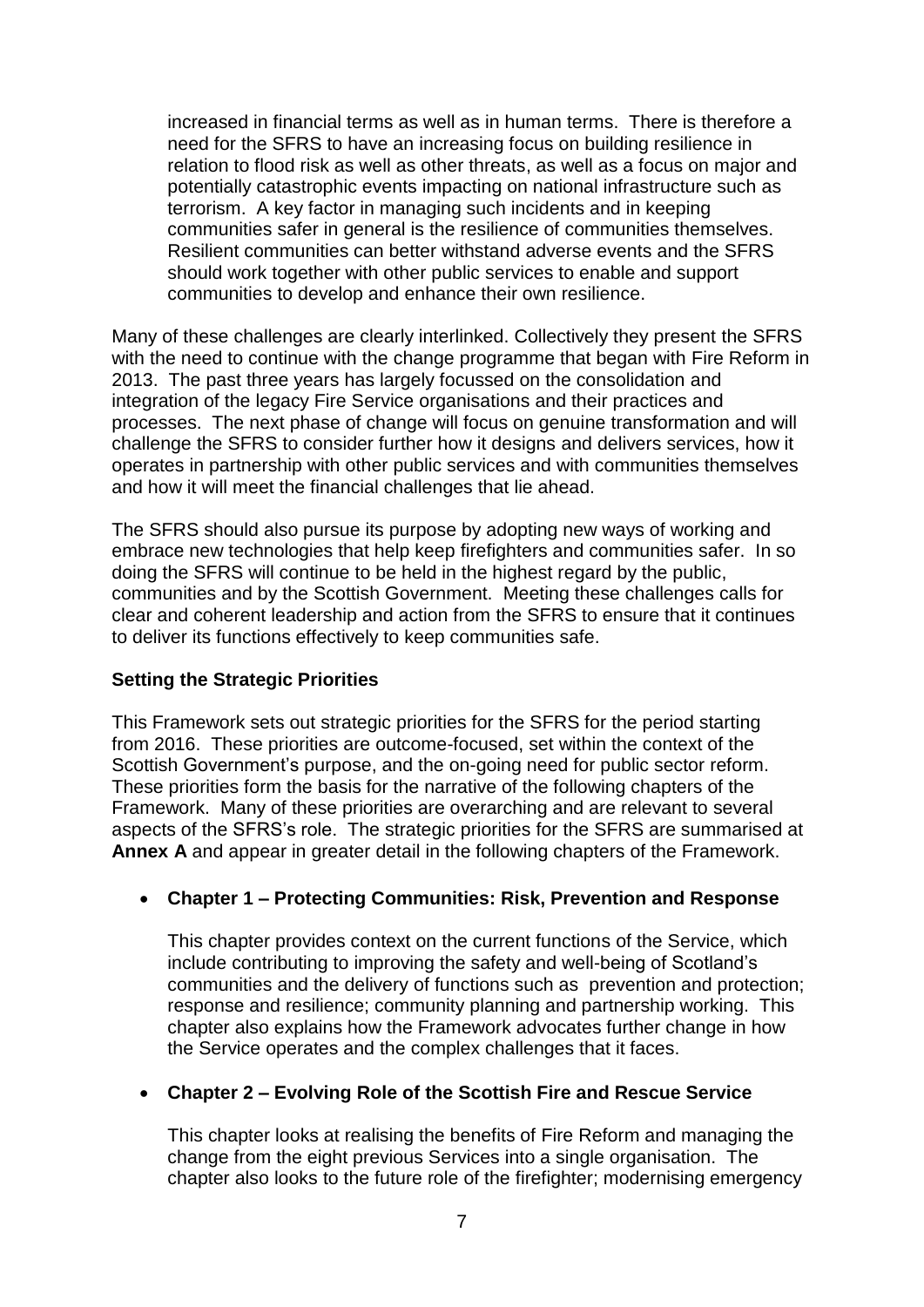increased in financial terms as well as in human terms. There is therefore a need for the SFRS to have an increasing focus on building resilience in relation to flood risk as well as other threats, as well as a focus on major and potentially catastrophic events impacting on national infrastructure such as terrorism. A key factor in managing such incidents and in keeping communities safer in general is the resilience of communities themselves. Resilient communities can better withstand adverse events and the SFRS should work together with other public services to enable and support communities to develop and enhance their own resilience.

Many of these challenges are clearly interlinked. Collectively they present the SFRS with the need to continue with the change programme that began with Fire Reform in 2013. The past three years has largely focussed on the consolidation and integration of the legacy Fire Service organisations and their practices and processes. The next phase of change will focus on genuine transformation and will challenge the SFRS to consider further how it designs and delivers services, how it operates in partnership with other public services and with communities themselves and how it will meet the financial challenges that lie ahead.

The SFRS should also pursue its purpose by adopting new ways of working and embrace new technologies that help keep firefighters and communities safer. In so doing the SFRS will continue to be held in the highest regard by the public, communities and by the Scottish Government. Meeting these challenges calls for clear and coherent leadership and action from the SFRS to ensure that it continues to deliver its functions effectively to keep communities safe.

**Setting the Strategic Priorities**

This Framework sets out strategic priorities for the SFRS for the period starting from 2016. These priorities are outcome-focused, set within the context of the Scottish Government's purpose, and the on-going need for public sector reform. These priorities form the basis for the narrative of the following chapters of the Framework. Many of these priorities are overarching and are relevant to several aspects of the SFRS's role. The strategic priorities for the SFRS are summarised at **Annex A** and appear in greater detail in the following chapters of the Framework.

- **Chapter 1 – Protecting Communities: Risk, Prevention and Response**

  This chapter provides context on the current functions of the Service, which include contributing to improving the safety and well-being of Scotland's communities and the delivery of functions such as prevention and protection; response and resilience; community planning and partnership working. This chapter also explains how the Framework advocates further change in how the Service operates and the complex challenges that it faces.

- **Chapter 2 – Evolving Role of the Scottish Fire and Rescue Service**

  This chapter looks at realising the benefits of Fire Reform and managing the change from the eight previous Services into a single organisation. The chapter also looks to the future role of the firefighter; modernising emergency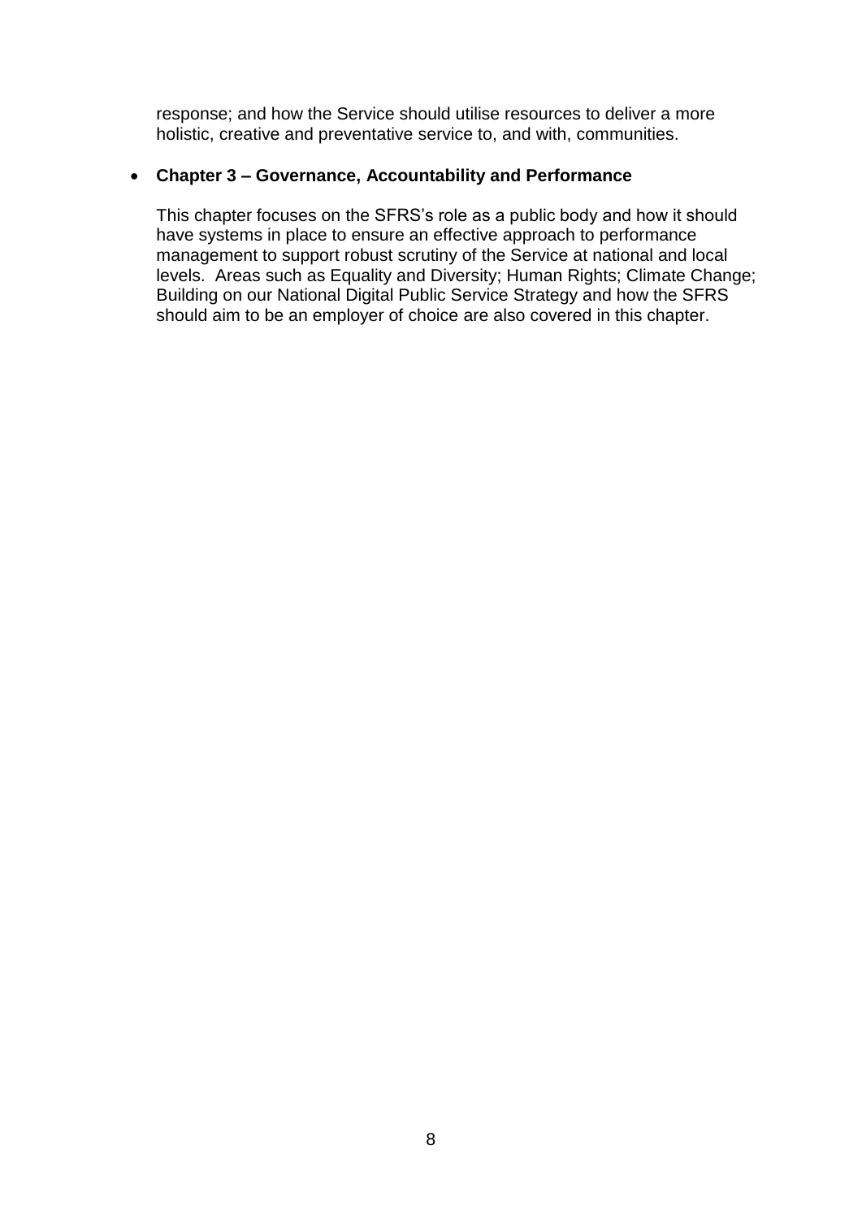response; and how the Service should utilise resources to deliver a more holistic, creative and preventative service to, and with, communities.

- **Chapter 3 – Governance, Accountability and Performance**

  This chapter focuses on the SFRS's role as a public body and how it should have systems in place to ensure an effective approach to performance management to support robust scrutiny of the Service at national and local levels. Areas such as Equality and Diversity; Human Rights; Climate Change; Building on our National Digital Public Service Strategy and how the SFRS should aim to be an employer of choice are also covered in this chapter.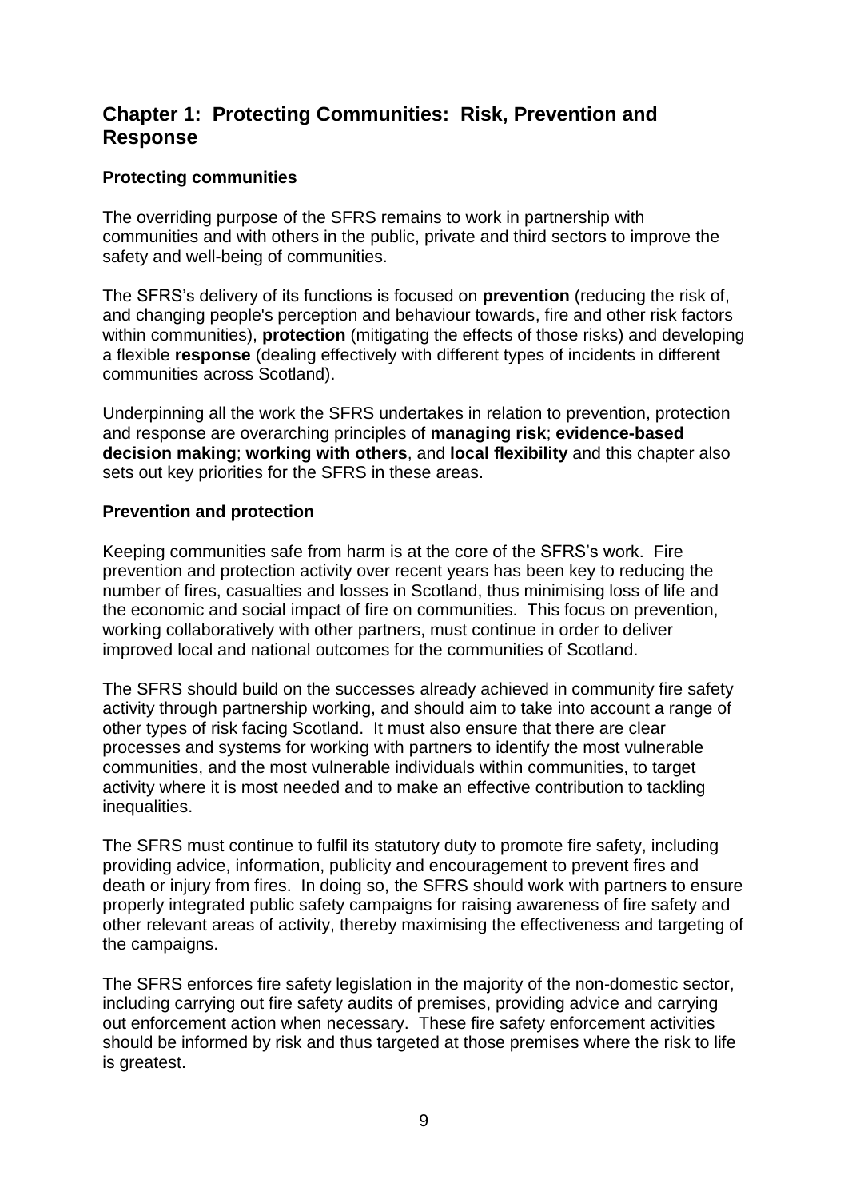# Chapter 1: Protecting Communities: Risk, Prevention and Response

### Protecting communities

The overriding purpose of the SFRS remains to work in partnership with communities and with others in the public, private and third sectors to improve the safety and well-being of communities.

The SFRS's delivery of its functions is focused on **prevention** (reducing the risk of, and changing people's perception and behaviour towards, fire and other risk factors within communities), **protection** (mitigating the effects of those risks) and developing a flexible **response** (dealing effectively with different types of incidents in different communities across Scotland).

Underpinning all the work the SFRS undertakes in relation to prevention, protection and response are overarching principles of **managing risk**; **evidence-based decision making**; **working with others**, and **local flexibility** and this chapter also sets out key priorities for the SFRS in these areas.

### Prevention and protection

Keeping communities safe from harm is at the core of the SFRS's work. Fire prevention and protection activity over recent years has been key to reducing the number of fires, casualties and losses in Scotland, thus minimising loss of life and the economic and social impact of fire on communities. This focus on prevention, working collaboratively with other partners, must continue in order to deliver improved local and national outcomes for the communities of Scotland.

The SFRS should build on the successes already achieved in community fire safety activity through partnership working, and should aim to take into account a range of other types of risk facing Scotland. It must also ensure that there are clear processes and systems for working with partners to identify the most vulnerable communities, and the most vulnerable individuals within communities, to target activity where it is most needed and to make an effective contribution to tackling inequalities.

The SFRS must continue to fulfil its statutory duty to promote fire safety, including providing advice, information, publicity and encouragement to prevent fires and death or injury from fires. In doing so, the SFRS should work with partners to ensure properly integrated public safety campaigns for raising awareness of fire safety and other relevant areas of activity, thereby maximising the effectiveness and targeting of the campaigns.

The SFRS enforces fire safety legislation in the majority of the non-domestic sector, including carrying out fire safety audits of premises, providing advice and carrying out enforcement action when necessary. These fire safety enforcement activities should be informed by risk and thus targeted at those premises where the risk to life is greatest.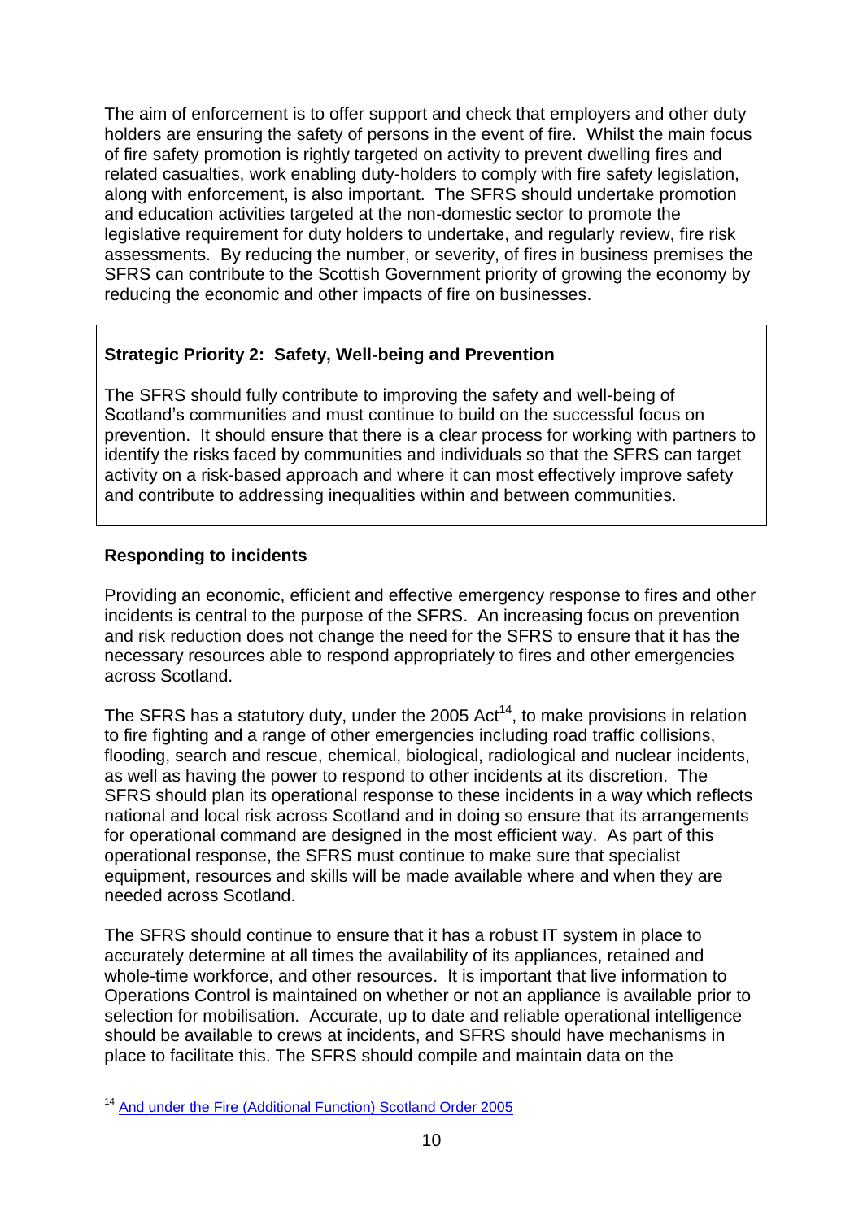The aim of enforcement is to offer support and check that employers and other duty holders are ensuring the safety of persons in the event of fire. Whilst the main focus of fire safety promotion is rightly targeted on activity to prevent dwelling fires and related casualties, work enabling duty-holders to comply with fire safety legislation, along with enforcement, is also important. The SFRS should undertake promotion and education activities targeted at the non-domestic sector to promote the legislative requirement for duty holders to undertake, and regularly review, fire risk assessments. By reducing the number, or severity, of fires in business premises the SFRS can contribute to the Scottish Government priority of growing the economy by reducing the economic and other impacts of fire on businesses.

**Strategic Priority 2: Safety, Well-being and Prevention**

The SFRS should fully contribute to improving the safety and well-being of Scotland's communities and must continue to build on the successful focus on prevention. It should ensure that there is a clear process for working with partners to identify the risks faced by communities and individuals so that the SFRS can target activity on a risk-based approach and where it can most effectively improve safety and contribute to addressing inequalities within and between communities.

**Responding to incidents**

Providing an economic, efficient and effective emergency response to fires and other incidents is central to the purpose of the SFRS. An increasing focus on prevention and risk reduction does not change the need for the SFRS to ensure that it has the necessary resources able to respond appropriately to fires and other emergencies across Scotland.

The SFRS has a statutory duty, under the 2005 Act[14], to make provisions in relation to fire fighting and a range of other emergencies including road traffic collisions, flooding, search and rescue, chemical, biological, radiological and nuclear incidents, as well as having the power to respond to other incidents at its discretion. The SFRS should plan its operational response to these incidents in a way which reflects national and local risk across Scotland and in doing so ensure that its arrangements for operational command are designed in the most efficient way. As part of this operational response, the SFRS must continue to make sure that specialist equipment, resources and skills will be made available where and when they are needed across Scotland.

The SFRS should continue to ensure that it has a robust IT system in place to accurately determine at all times the availability of its appliances, retained and whole-time workforce, and other resources. It is important that live information to Operations Control is maintained on whether or not an appliance is available prior to selection for mobilisation. Accurate, up to date and reliable operational intelligence should be available to crews at incidents, and SFRS should have mechanisms in place to facilitate this. The SFRS should compile and maintain data on the

[14] And under the Fire (Additional Function) Scotland Order 2005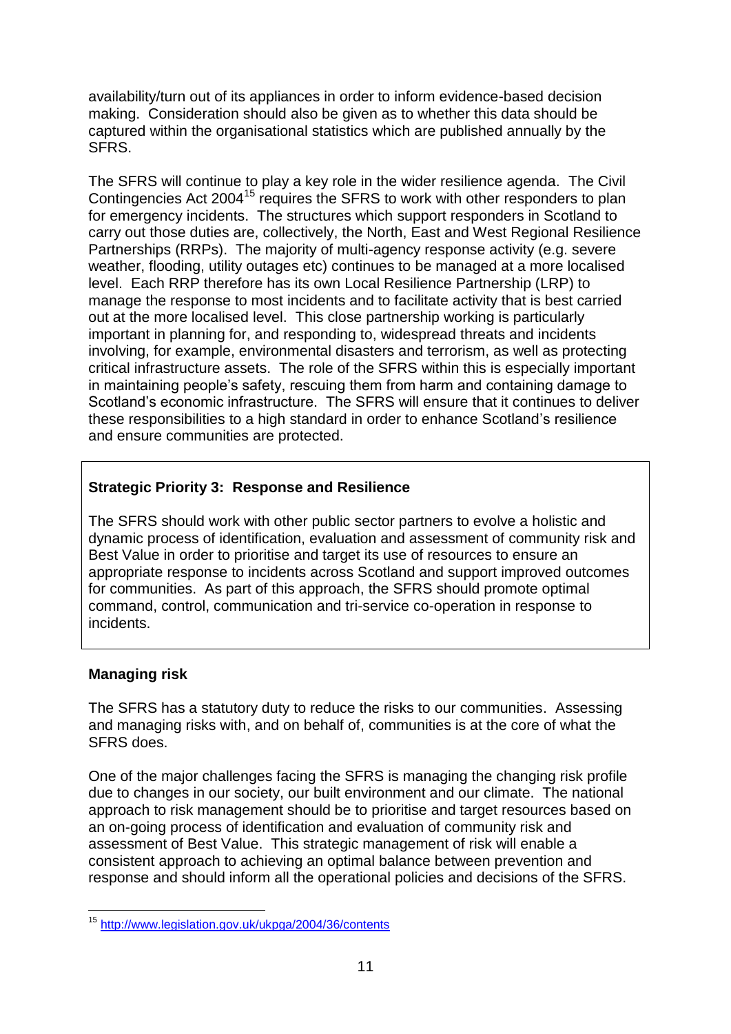availability/turn out of its appliances in order to inform evidence-based decision making. Consideration should also be given as to whether this data should be captured within the organisational statistics which are published annually by the SFRS.

The SFRS will continue to play a key role in the wider resilience agenda. The Civil Contingencies Act 2004[15] requires the SFRS to work with other responders to plan for emergency incidents. The structures which support responders in Scotland to carry out those duties are, collectively, the North, East and West Regional Resilience Partnerships (RRPs). The majority of multi-agency response activity (e.g. severe weather, flooding, utility outages etc) continues to be managed at a more localised level. Each RRP therefore has its own Local Resilience Partnership (LRP) to manage the response to most incidents and to facilitate activity that is best carried out at the more localised level. This close partnership working is particularly important in planning for, and responding to, widespread threats and incidents involving, for example, environmental disasters and terrorism, as well as protecting critical infrastructure assets. The role of the SFRS within this is especially important in maintaining people's safety, rescuing them from harm and containing damage to Scotland's economic infrastructure. The SFRS will ensure that it continues to deliver these responsibilities to a high standard in order to enhance Scotland's resilience and ensure communities are protected.

**Strategic Priority 3: Response and Resilience**

The SFRS should work with other public sector partners to evolve a holistic and dynamic process of identification, evaluation and assessment of community risk and Best Value in order to prioritise and target its use of resources to ensure an appropriate response to incidents across Scotland and support improved outcomes for communities. As part of this approach, the SFRS should promote optimal command, control, communication and tri-service co-operation in response to incidents.

## Managing risk

The SFRS has a statutory duty to reduce the risks to our communities. Assessing and managing risks with, and on behalf of, communities is at the core of what the SFRS does.

One of the major challenges facing the SFRS is managing the changing risk profile due to changes in our society, our built environment and our climate. The national approach to risk management should be to prioritise and target resources based on an on-going process of identification and evaluation of community risk and assessment of Best Value. This strategic management of risk will enable a consistent approach to achieving an optimal balance between prevention and response and should inform all the operational policies and decisions of the SFRS.

[15] http://www.legislation.gov.uk/ukpga/2004/36/contents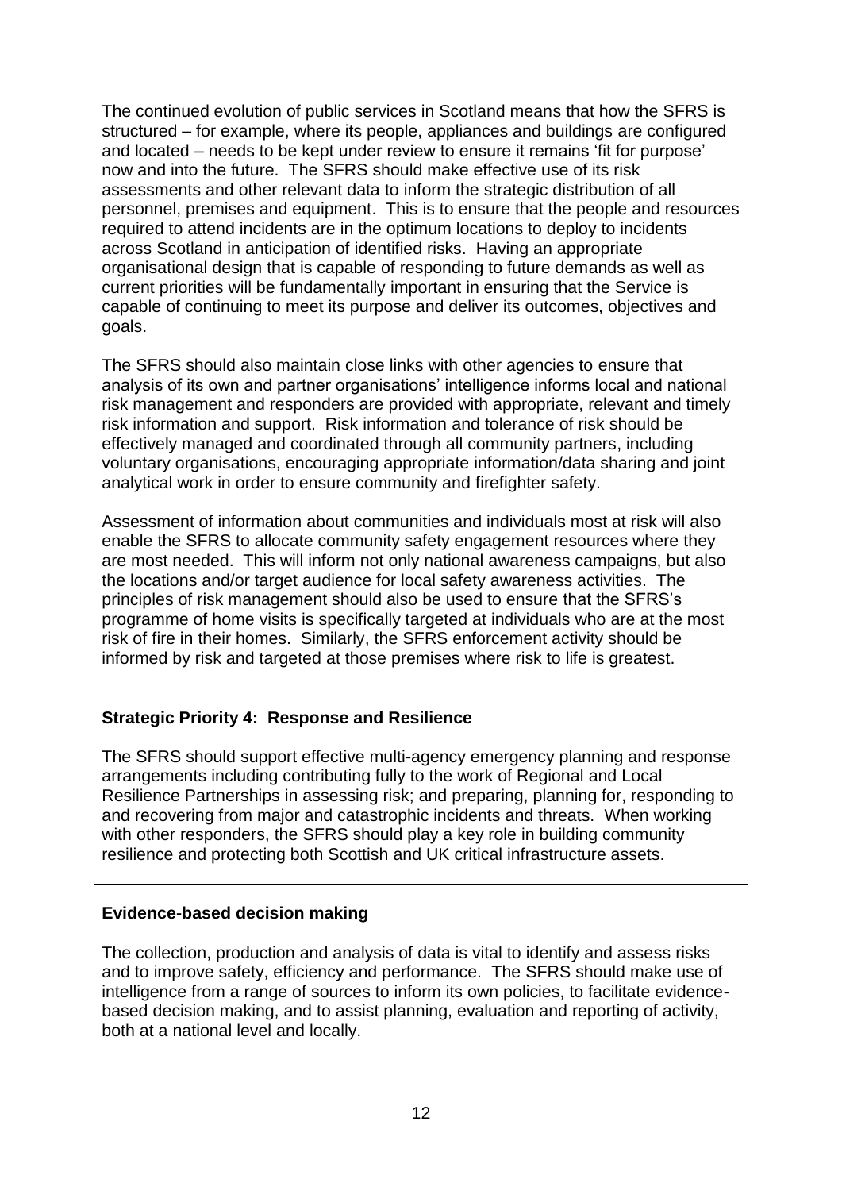The continued evolution of public services in Scotland means that how the SFRS is structured – for example, where its people, appliances and buildings are configured and located – needs to be kept under review to ensure it remains 'fit for purpose' now and into the future. The SFRS should make effective use of its risk assessments and other relevant data to inform the strategic distribution of all personnel, premises and equipment. This is to ensure that the people and resources required to attend incidents are in the optimum locations to deploy to incidents across Scotland in anticipation of identified risks. Having an appropriate organisational design that is capable of responding to future demands as well as current priorities will be fundamentally important in ensuring that the Service is capable of continuing to meet its purpose and deliver its outcomes, objectives and goals.

The SFRS should also maintain close links with other agencies to ensure that analysis of its own and partner organisations' intelligence informs local and national risk management and responders are provided with appropriate, relevant and timely risk information and support. Risk information and tolerance of risk should be effectively managed and coordinated through all community partners, including voluntary organisations, encouraging appropriate information/data sharing and joint analytical work in order to ensure community and firefighter safety.

Assessment of information about communities and individuals most at risk will also enable the SFRS to allocate community safety engagement resources where they are most needed. This will inform not only national awareness campaigns, but also the locations and/or target audience for local safety awareness activities. The principles of risk management should also be used to ensure that the SFRS's programme of home visits is specifically targeted at individuals who are at the most risk of fire in their homes. Similarly, the SFRS enforcement activity should be informed by risk and targeted at those premises where risk to life is greatest.

**Strategic Priority 4: Response and Resilience**

The SFRS should support effective multi-agency emergency planning and response arrangements including contributing fully to the work of Regional and Local Resilience Partnerships in assessing risk; and preparing, planning for, responding to and recovering from major and catastrophic incidents and threats. When working with other responders, the SFRS should play a key role in building community resilience and protecting both Scottish and UK critical infrastructure assets.

**Evidence-based decision making**

The collection, production and analysis of data is vital to identify and assess risks and to improve safety, efficiency and performance. The SFRS should make use of intelligence from a range of sources to inform its own policies, to facilitate evidence-based decision making, and to assist planning, evaluation and reporting of activity, both at a national level and locally.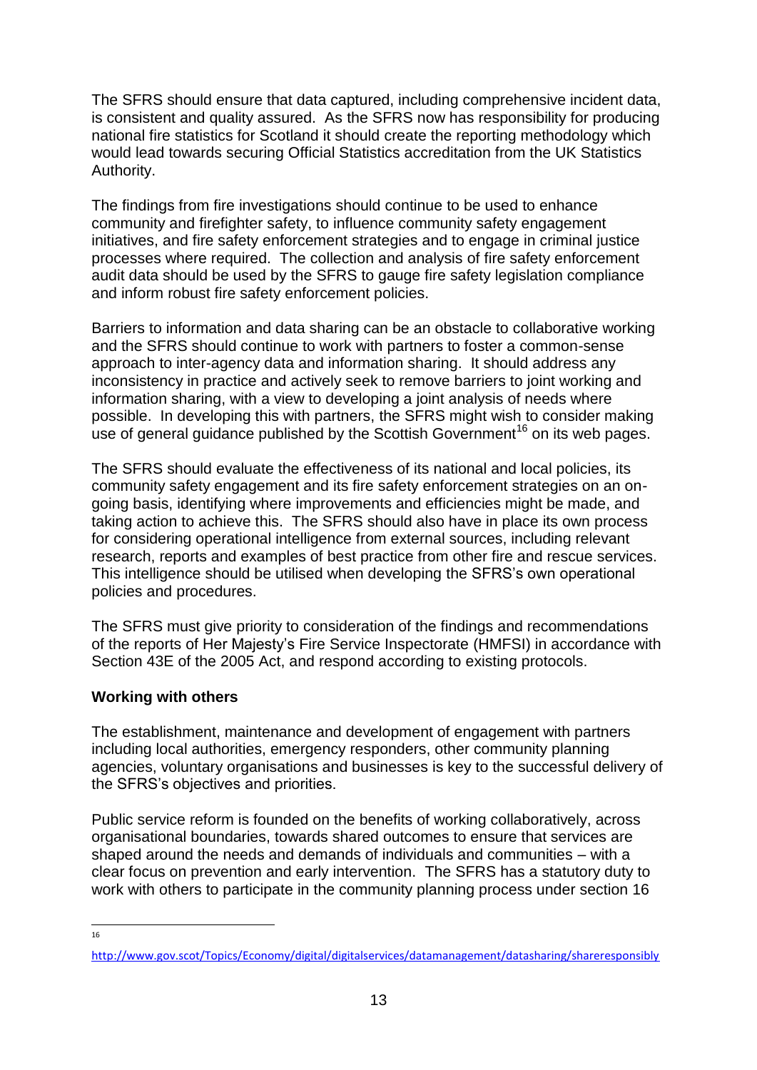The SFRS should ensure that data captured, including comprehensive incident data, is consistent and quality assured. As the SFRS now has responsibility for producing national fire statistics for Scotland it should create the reporting methodology which would lead towards securing Official Statistics accreditation from the UK Statistics Authority.

The findings from fire investigations should continue to be used to enhance community and firefighter safety, to influence community safety engagement initiatives, and fire safety enforcement strategies and to engage in criminal justice processes where required. The collection and analysis of fire safety enforcement audit data should be used by the SFRS to gauge fire safety legislation compliance and inform robust fire safety enforcement policies.

Barriers to information and data sharing can be an obstacle to collaborative working and the SFRS should continue to work with partners to foster a common-sense approach to inter-agency data and information sharing. It should address any inconsistency in practice and actively seek to remove barriers to joint working and information sharing, with a view to developing a joint analysis of needs where possible. In developing this with partners, the SFRS might wish to consider making use of general guidance published by the Scottish Government[16] on its web pages.

The SFRS should evaluate the effectiveness of its national and local policies, its community safety engagement and its fire safety enforcement strategies on an on-going basis, identifying where improvements and efficiencies might be made, and taking action to achieve this. The SFRS should also have in place its own process for considering operational intelligence from external sources, including relevant research, reports and examples of best practice from other fire and rescue services. This intelligence should be utilised when developing the SFRS's own operational policies and procedures.

The SFRS must give priority to consideration of the findings and recommendations of the reports of Her Majesty's Fire Service Inspectorate (HMFSI) in accordance with Section 43E of the 2005 Act, and respond according to existing protocols.

**Working with others**

The establishment, maintenance and development of engagement with partners including local authorities, emergency responders, other community planning agencies, voluntary organisations and businesses is key to the successful delivery of the SFRS's objectives and priorities.

Public service reform is founded on the benefits of working collaboratively, across organisational boundaries, towards shared outcomes to ensure that services are shaped around the needs and demands of individuals and communities – with a clear focus on prevention and early intervention. The SFRS has a statutory duty to work with others to participate in the community planning process under section 16

---

[16] http://www.gov.scot/Topics/Economy/digital/digitalservices/datamanagement/datasharing/shareresponsibly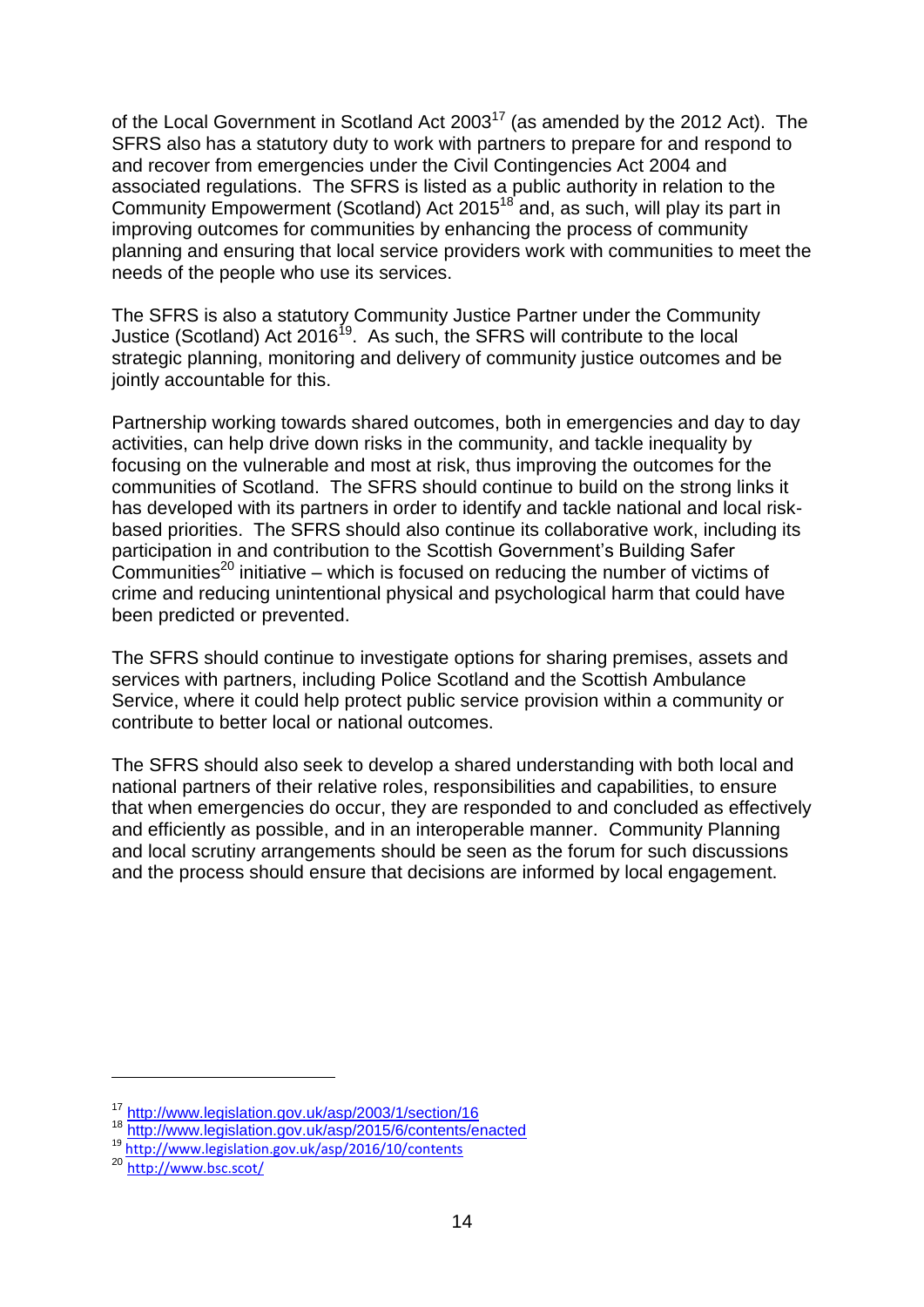of the Local Government in Scotland Act 2003[17] (as amended by the 2012 Act). The SFRS also has a statutory duty to work with partners to prepare for and respond to and recover from emergencies under the Civil Contingencies Act 2004 and associated regulations. The SFRS is listed as a public authority in relation to the Community Empowerment (Scotland) Act 2015[18] and, as such, will play its part in improving outcomes for communities by enhancing the process of community planning and ensuring that local service providers work with communities to meet the needs of the people who use its services.

The SFRS is also a statutory Community Justice Partner under the Community Justice (Scotland) Act 2016[19]. As such, the SFRS will contribute to the local strategic planning, monitoring and delivery of community justice outcomes and be jointly accountable for this.

Partnership working towards shared outcomes, both in emergencies and day to day activities, can help drive down risks in the community, and tackle inequality by focusing on the vulnerable and most at risk, thus improving the outcomes for the communities of Scotland. The SFRS should continue to build on the strong links it has developed with its partners in order to identify and tackle national and local risk-based priorities. The SFRS should also continue its collaborative work, including its participation in and contribution to the Scottish Government's Building Safer Communities[20] initiative – which is focused on reducing the number of victims of crime and reducing unintentional physical and psychological harm that could have been predicted or prevented.

The SFRS should continue to investigate options for sharing premises, assets and services with partners, including Police Scotland and the Scottish Ambulance Service, where it could help protect public service provision within a community or contribute to better local or national outcomes.

The SFRS should also seek to develop a shared understanding with both local and national partners of their relative roles, responsibilities and capabilities, to ensure that when emergencies do occur, they are responded to and concluded as effectively and efficiently as possible, and in an interoperable manner. Community Planning and local scrutiny arrangements should be seen as the forum for such discussions and the process should ensure that decisions are informed by local engagement.

---

[17] http://www.legislation.gov.uk/asp/2003/1/section/16

[18] http://www.legislation.gov.uk/asp/2015/6/contents/enacted

[19] http://www.legislation.gov.uk/asp/2016/10/contents

[20] http://www.bsc.scot/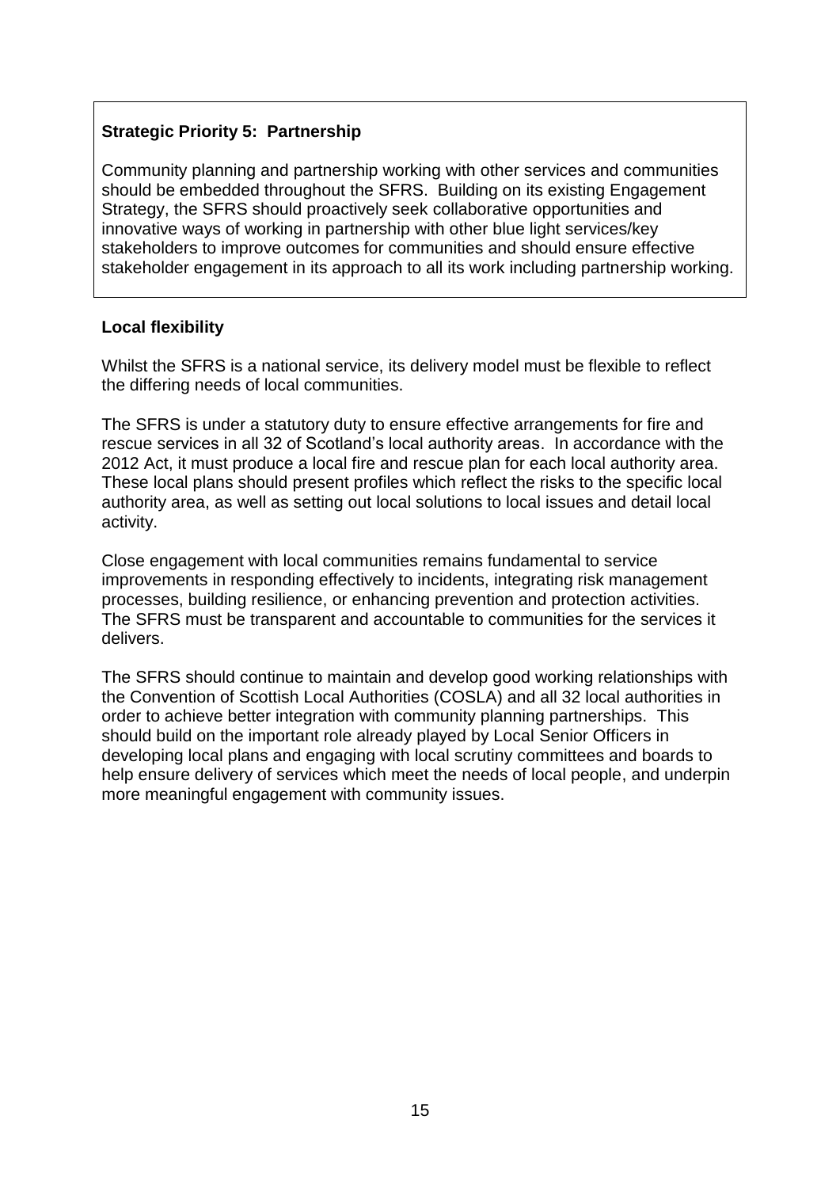**Strategic Priority 5: Partnership**

Community planning and partnership working with other services and communities should be embedded throughout the SFRS. Building on its existing Engagement Strategy, the SFRS should proactively seek collaborative opportunities and innovative ways of working in partnership with other blue light services/key stakeholders to improve outcomes for communities and should ensure effective stakeholder engagement in its approach to all its work including partnership working.

**Local flexibility**

Whilst the SFRS is a national service, its delivery model must be flexible to reflect the differing needs of local communities.

The SFRS is under a statutory duty to ensure effective arrangements for fire and rescue services in all 32 of Scotland's local authority areas. In accordance with the 2012 Act, it must produce a local fire and rescue plan for each local authority area. These local plans should present profiles which reflect the risks to the specific local authority area, as well as setting out local solutions to local issues and detail local activity.

Close engagement with local communities remains fundamental to service improvements in responding effectively to incidents, integrating risk management processes, building resilience, or enhancing prevention and protection activities. The SFRS must be transparent and accountable to communities for the services it delivers.

The SFRS should continue to maintain and develop good working relationships with the Convention of Scottish Local Authorities (COSLA) and all 32 local authorities in order to achieve better integration with community planning partnerships. This should build on the important role already played by Local Senior Officers in developing local plans and engaging with local scrutiny committees and boards to help ensure delivery of services which meet the needs of local people, and underpin more meaningful engagement with community issues.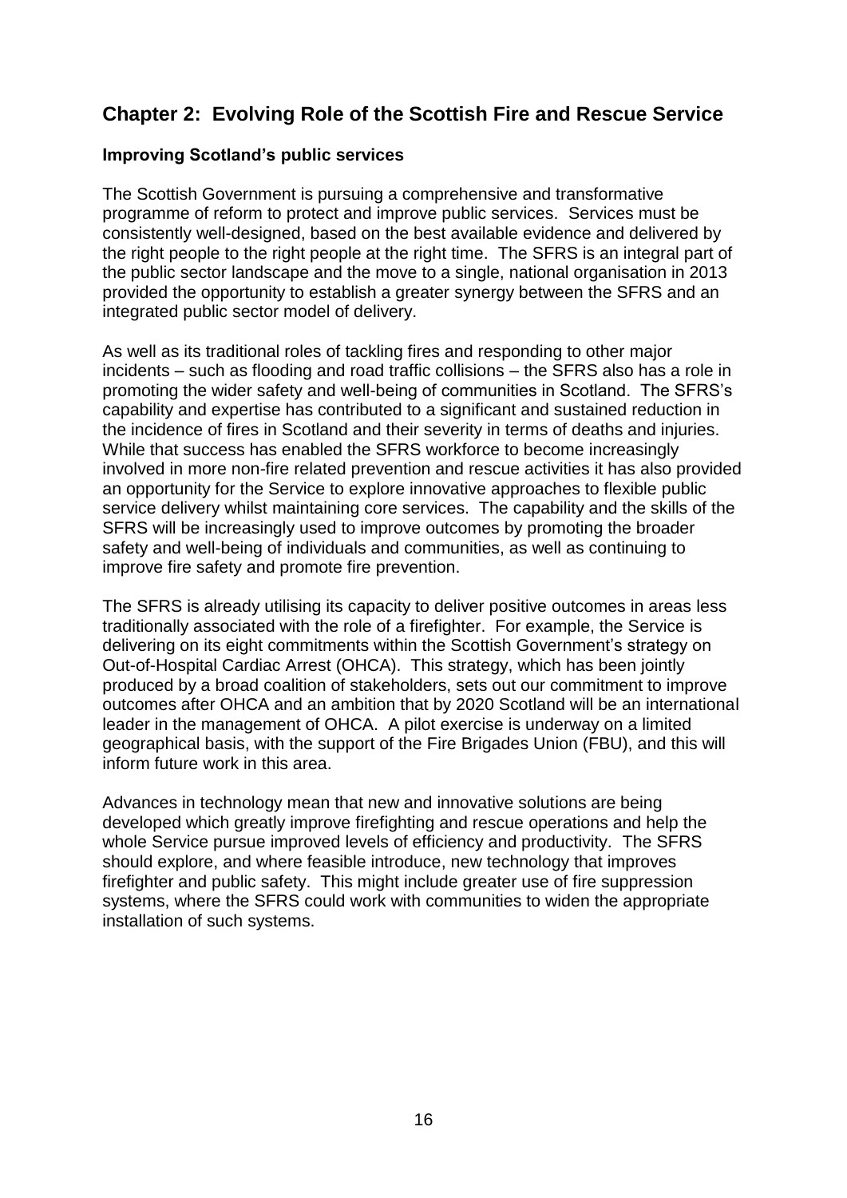## Chapter 2: Evolving Role of the Scottish Fire and Rescue Service

### Improving Scotland's public services

The Scottish Government is pursuing a comprehensive and transformative programme of reform to protect and improve public services. Services must be consistently well-designed, based on the best available evidence and delivered by the right people to the right people at the right time. The SFRS is an integral part of the public sector landscape and the move to a single, national organisation in 2013 provided the opportunity to establish a greater synergy between the SFRS and an integrated public sector model of delivery.

As well as its traditional roles of tackling fires and responding to other major incidents – such as flooding and road traffic collisions – the SFRS also has a role in promoting the wider safety and well-being of communities in Scotland. The SFRS's capability and expertise has contributed to a significant and sustained reduction in the incidence of fires in Scotland and their severity in terms of deaths and injuries. While that success has enabled the SFRS workforce to become increasingly involved in more non-fire related prevention and rescue activities it has also provided an opportunity for the Service to explore innovative approaches to flexible public service delivery whilst maintaining core services. The capability and the skills of the SFRS will be increasingly used to improve outcomes by promoting the broader safety and well-being of individuals and communities, as well as continuing to improve fire safety and promote fire prevention.

The SFRS is already utilising its capacity to deliver positive outcomes in areas less traditionally associated with the role of a firefighter. For example, the Service is delivering on its eight commitments within the Scottish Government's strategy on Out-of-Hospital Cardiac Arrest (OHCA). This strategy, which has been jointly produced by a broad coalition of stakeholders, sets out our commitment to improve outcomes after OHCA and an ambition that by 2020 Scotland will be an international leader in the management of OHCA. A pilot exercise is underway on a limited geographical basis, with the support of the Fire Brigades Union (FBU), and this will inform future work in this area.

Advances in technology mean that new and innovative solutions are being developed which greatly improve firefighting and rescue operations and help the whole Service pursue improved levels of efficiency and productivity. The SFRS should explore, and where feasible introduce, new technology that improves firefighter and public safety. This might include greater use of fire suppression systems, where the SFRS could work with communities to widen the appropriate installation of such systems.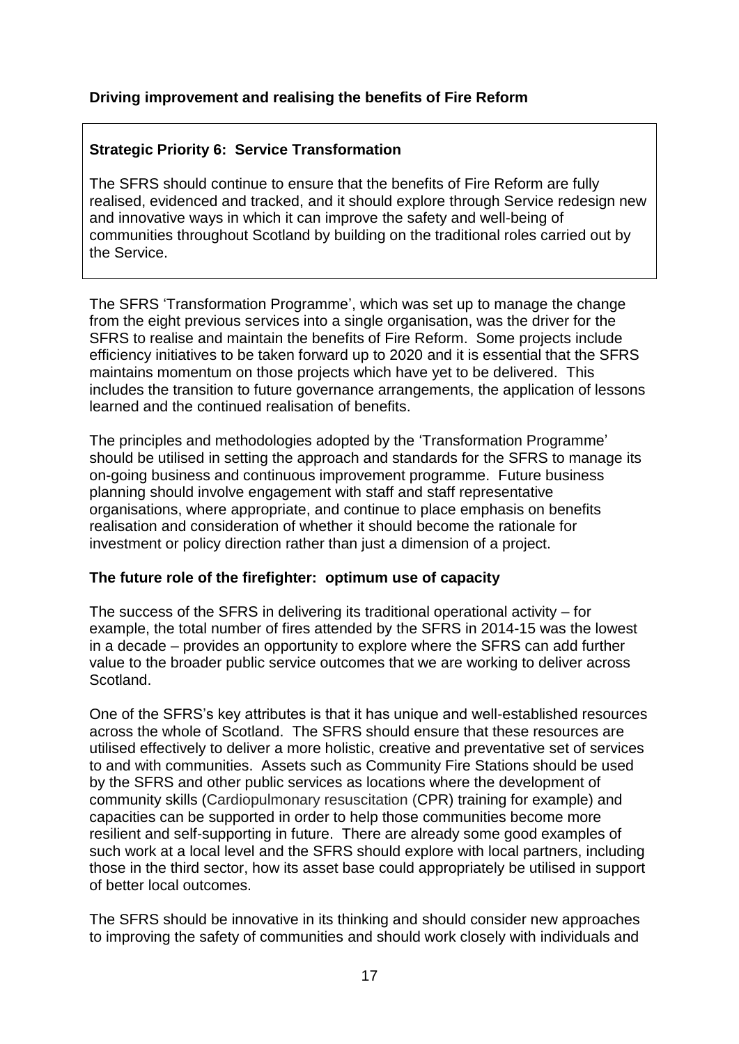**Driving improvement and realising the benefits of Fire Reform**

**Strategic Priority 6: Service Transformation**

The SFRS should continue to ensure that the benefits of Fire Reform are fully realised, evidenced and tracked, and it should explore through Service redesign new and innovative ways in which it can improve the safety and well-being of communities throughout Scotland by building on the traditional roles carried out by the Service.

The SFRS 'Transformation Programme', which was set up to manage the change from the eight previous services into a single organisation, was the driver for the SFRS to realise and maintain the benefits of Fire Reform. Some projects include efficiency initiatives to be taken forward up to 2020 and it is essential that the SFRS maintains momentum on those projects which have yet to be delivered. This includes the transition to future governance arrangements, the application of lessons learned and the continued realisation of benefits.

The principles and methodologies adopted by the 'Transformation Programme' should be utilised in setting the approach and standards for the SFRS to manage its on-going business and continuous improvement programme. Future business planning should involve engagement with staff and staff representative organisations, where appropriate, and continue to place emphasis on benefits realisation and consideration of whether it should become the rationale for investment or policy direction rather than just a dimension of a project.

**The future role of the firefighter: optimum use of capacity**

The success of the SFRS in delivering its traditional operational activity – for example, the total number of fires attended by the SFRS in 2014-15 was the lowest in a decade – provides an opportunity to explore where the SFRS can add further value to the broader public service outcomes that we are working to deliver across Scotland.

One of the SFRS's key attributes is that it has unique and well-established resources across the whole of Scotland. The SFRS should ensure that these resources are utilised effectively to deliver a more holistic, creative and preventative set of services to and with communities. Assets such as Community Fire Stations should be used by the SFRS and other public services as locations where the development of community skills (Cardiopulmonary resuscitation (CPR) training for example) and capacities can be supported in order to help those communities become more resilient and self-supporting in future. There are already some good examples of such work at a local level and the SFRS should explore with local partners, including those in the third sector, how its asset base could appropriately be utilised in support of better local outcomes.

The SFRS should be innovative in its thinking and should consider new approaches to improving the safety of communities and should work closely with individuals and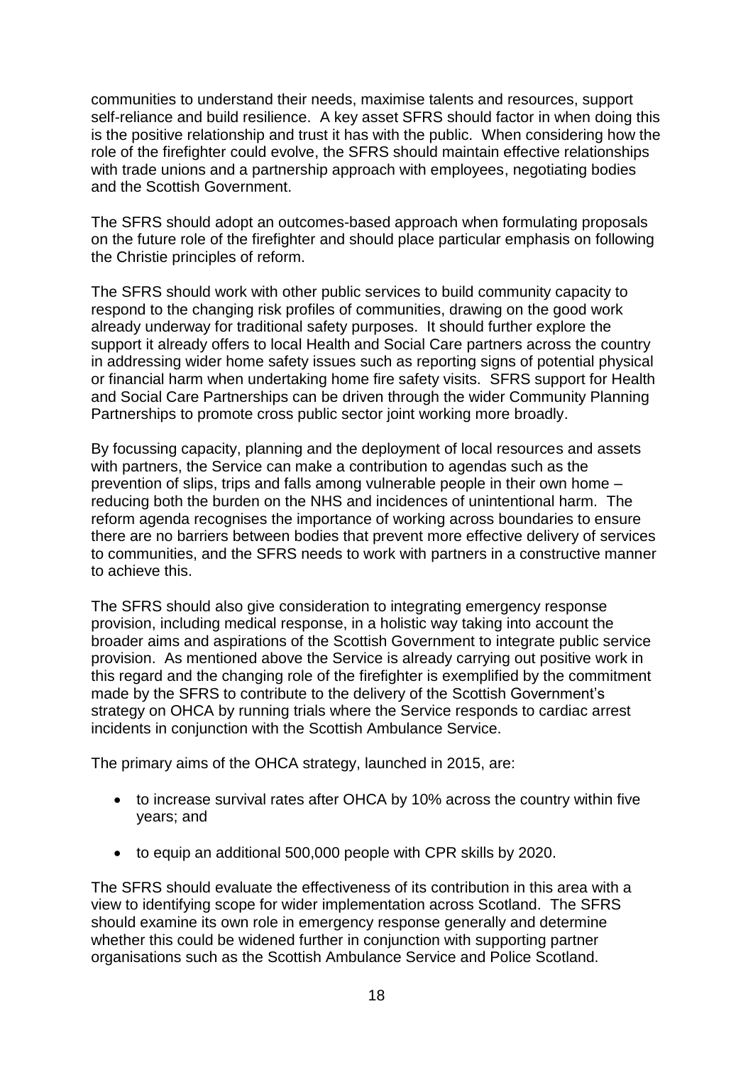communities to understand their needs, maximise talents and resources, support self-reliance and build resilience. A key asset SFRS should factor in when doing this is the positive relationship and trust it has with the public. When considering how the role of the firefighter could evolve, the SFRS should maintain effective relationships with trade unions and a partnership approach with employees, negotiating bodies and the Scottish Government.

The SFRS should adopt an outcomes-based approach when formulating proposals on the future role of the firefighter and should place particular emphasis on following the Christie principles of reform.

The SFRS should work with other public services to build community capacity to respond to the changing risk profiles of communities, drawing on the good work already underway for traditional safety purposes. It should further explore the support it already offers to local Health and Social Care partners across the country in addressing wider home safety issues such as reporting signs of potential physical or financial harm when undertaking home fire safety visits. SFRS support for Health and Social Care Partnerships can be driven through the wider Community Planning Partnerships to promote cross public sector joint working more broadly.

By focussing capacity, planning and the deployment of local resources and assets with partners, the Service can make a contribution to agendas such as the prevention of slips, trips and falls among vulnerable people in their own home – reducing both the burden on the NHS and incidences of unintentional harm. The reform agenda recognises the importance of working across boundaries to ensure there are no barriers between bodies that prevent more effective delivery of services to communities, and the SFRS needs to work with partners in a constructive manner to achieve this.

The SFRS should also give consideration to integrating emergency response provision, including medical response, in a holistic way taking into account the broader aims and aspirations of the Scottish Government to integrate public service provision. As mentioned above the Service is already carrying out positive work in this regard and the changing role of the firefighter is exemplified by the commitment made by the SFRS to contribute to the delivery of the Scottish Government's strategy on OHCA by running trials where the Service responds to cardiac arrest incidents in conjunction with the Scottish Ambulance Service.

The primary aims of the OHCA strategy, launched in 2015, are:

- to increase survival rates after OHCA by 10% across the country within five years; and
- to equip an additional 500,000 people with CPR skills by 2020.

The SFRS should evaluate the effectiveness of its contribution in this area with a view to identifying scope for wider implementation across Scotland. The SFRS should examine its own role in emergency response generally and determine whether this could be widened further in conjunction with supporting partner organisations such as the Scottish Ambulance Service and Police Scotland.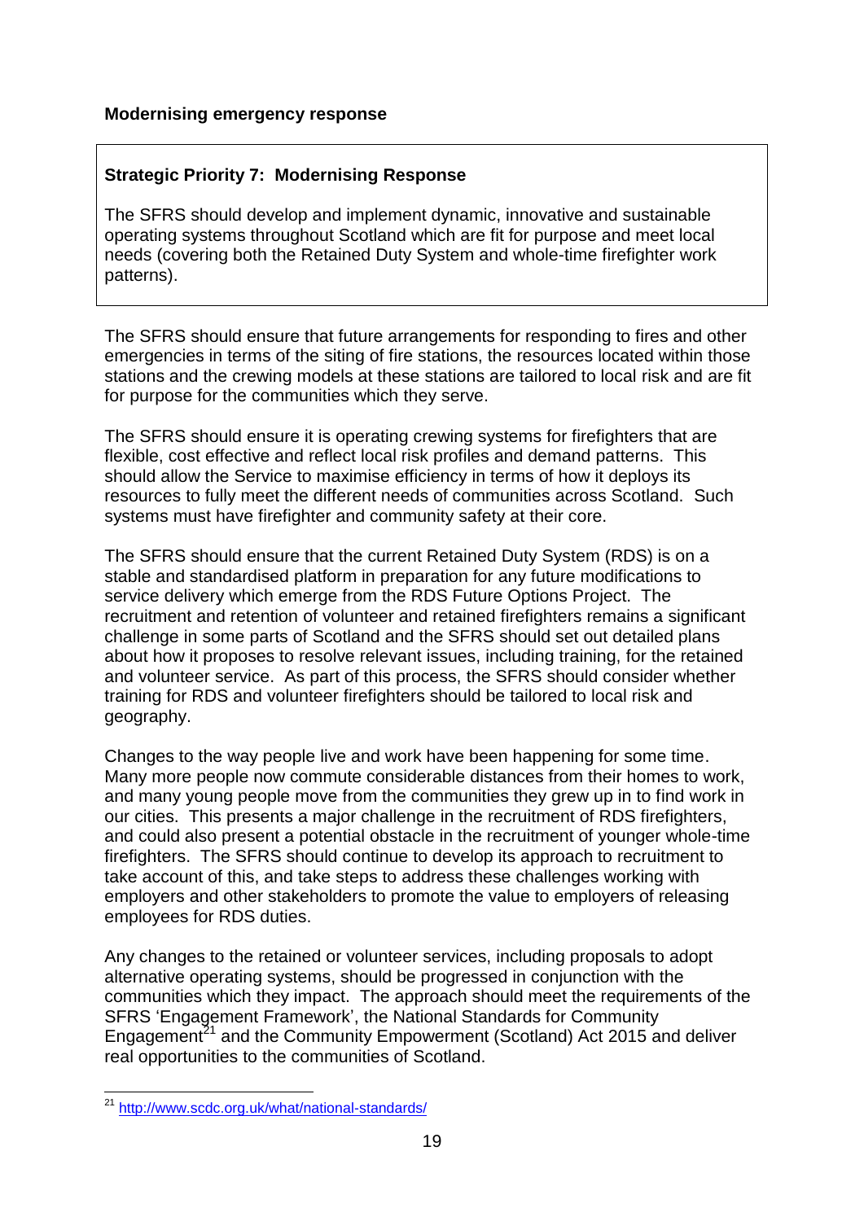**Modernising emergency response**

> **Strategic Priority 7: Modernising Response**
>
> The SFRS should develop and implement dynamic, innovative and sustainable operating systems throughout Scotland which are fit for purpose and meet local needs (covering both the Retained Duty System and whole-time firefighter work patterns).

The SFRS should ensure that future arrangements for responding to fires and other emergencies in terms of the siting of fire stations, the resources located within those stations and the crewing models at these stations are tailored to local risk and are fit for purpose for the communities which they serve.

The SFRS should ensure it is operating crewing systems for firefighters that are flexible, cost effective and reflect local risk profiles and demand patterns. This should allow the Service to maximise efficiency in terms of how it deploys its resources to fully meet the different needs of communities across Scotland. Such systems must have firefighter and community safety at their core.

The SFRS should ensure that the current Retained Duty System (RDS) is on a stable and standardised platform in preparation for any future modifications to service delivery which emerge from the RDS Future Options Project. The recruitment and retention of volunteer and retained firefighters remains a significant challenge in some parts of Scotland and the SFRS should set out detailed plans about how it proposes to resolve relevant issues, including training, for the retained and volunteer service. As part of this process, the SFRS should consider whether training for RDS and volunteer firefighters should be tailored to local risk and geography.

Changes to the way people live and work have been happening for some time. Many more people now commute considerable distances from their homes to work, and many young people move from the communities they grew up in to find work in our cities. This presents a major challenge in the recruitment of RDS firefighters, and could also present a potential obstacle in the recruitment of younger whole-time firefighters. The SFRS should continue to develop its approach to recruitment to take account of this, and take steps to address these challenges working with employers and other stakeholders to promote the value to employers of releasing employees for RDS duties.

Any changes to the retained or volunteer services, including proposals to adopt alternative operating systems, should be progressed in conjunction with the communities which they impact. The approach should meet the requirements of the SFRS 'Engagement Framework', the National Standards for Community Engagement[21] and the Community Empowerment (Scotland) Act 2015 and deliver real opportunities to the communities of Scotland.

[21] http://www.scdc.org.uk/what/national-standards/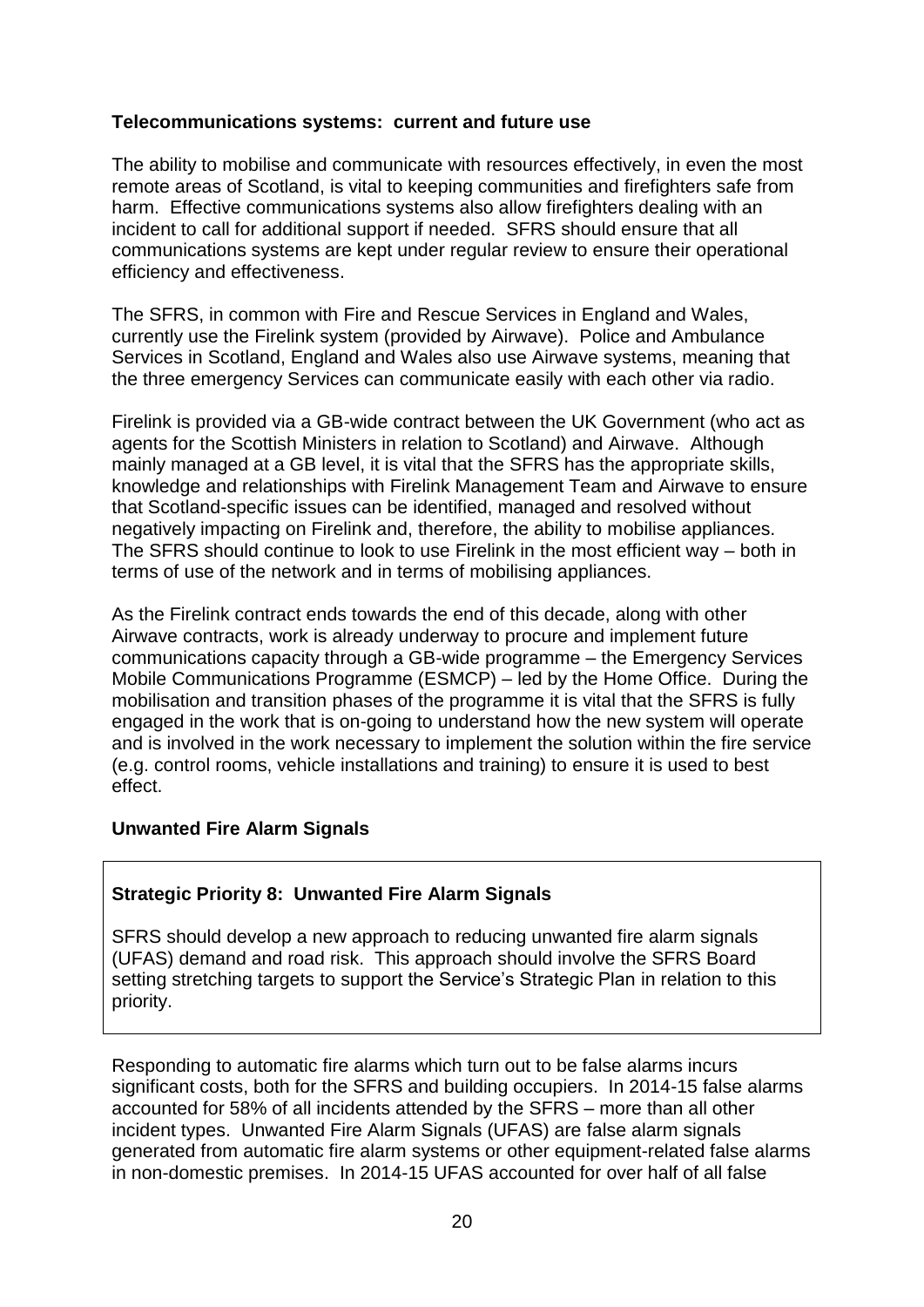**Telecommunications systems: current and future use**

The ability to mobilise and communicate with resources effectively, in even the most remote areas of Scotland, is vital to keeping communities and firefighters safe from harm. Effective communications systems also allow firefighters dealing with an incident to call for additional support if needed. SFRS should ensure that all communications systems are kept under regular review to ensure their operational efficiency and effectiveness.

The SFRS, in common with Fire and Rescue Services in England and Wales, currently use the Firelink system (provided by Airwave). Police and Ambulance Services in Scotland, England and Wales also use Airwave systems, meaning that the three emergency Services can communicate easily with each other via radio.

Firelink is provided via a GB-wide contract between the UK Government (who act as agents for the Scottish Ministers in relation to Scotland) and Airwave. Although mainly managed at a GB level, it is vital that the SFRS has the appropriate skills, knowledge and relationships with Firelink Management Team and Airwave to ensure that Scotland-specific issues can be identified, managed and resolved without negatively impacting on Firelink and, therefore, the ability to mobilise appliances. The SFRS should continue to look to use Firelink in the most efficient way – both in terms of use of the network and in terms of mobilising appliances.

As the Firelink contract ends towards the end of this decade, along with other Airwave contracts, work is already underway to procure and implement future communications capacity through a GB-wide programme – the Emergency Services Mobile Communications Programme (ESMCP) – led by the Home Office. During the mobilisation and transition phases of the programme it is vital that the SFRS is fully engaged in the work that is on-going to understand how the new system will operate and is involved in the work necessary to implement the solution within the fire service (e.g. control rooms, vehicle installations and training) to ensure it is used to best effect.

**Unwanted Fire Alarm Signals**

> **Strategic Priority 8: Unwanted Fire Alarm Signals**
>
> SFRS should develop a new approach to reducing unwanted fire alarm signals (UFAS) demand and road risk. This approach should involve the SFRS Board setting stretching targets to support the Service's Strategic Plan in relation to this priority.

Responding to automatic fire alarms which turn out to be false alarms incurs significant costs, both for the SFRS and building occupiers. In 2014-15 false alarms accounted for 58% of all incidents attended by the SFRS – more than all other incident types. Unwanted Fire Alarm Signals (UFAS) are false alarm signals generated from automatic fire alarm systems or other equipment-related false alarms in non-domestic premises. In 2014-15 UFAS accounted for over half of all false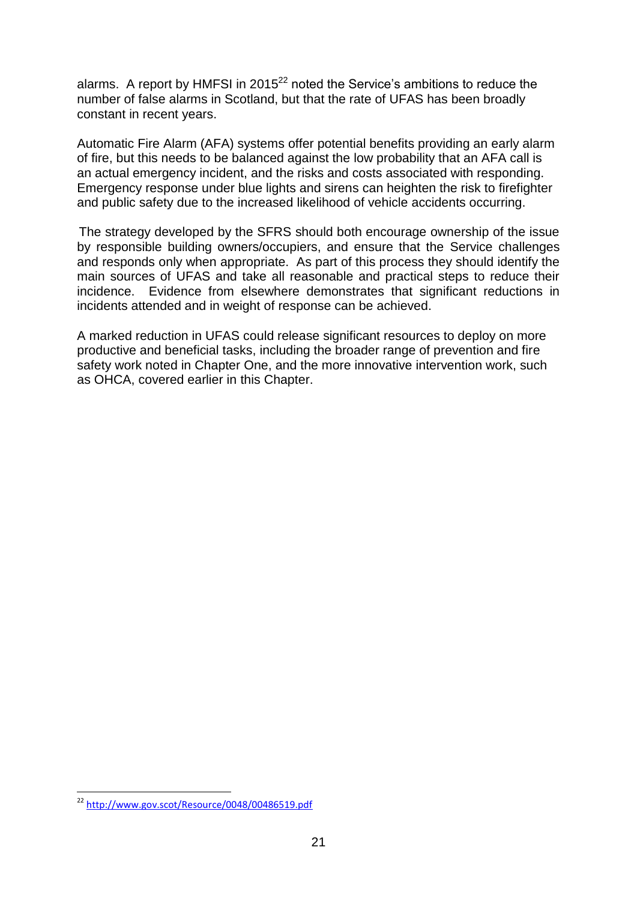alarms. A report by HMFSI in 2015[22] noted the Service's ambitions to reduce the number of false alarms in Scotland, but that the rate of UFAS has been broadly constant in recent years.

Automatic Fire Alarm (AFA) systems offer potential benefits providing an early alarm of fire, but this needs to be balanced against the low probability that an AFA call is an actual emergency incident, and the risks and costs associated with responding. Emergency response under blue lights and sirens can heighten the risk to firefighter and public safety due to the increased likelihood of vehicle accidents occurring.

The strategy developed by the SFRS should both encourage ownership of the issue by responsible building owners/occupiers, and ensure that the Service challenges and responds only when appropriate. As part of this process they should identify the main sources of UFAS and take all reasonable and practical steps to reduce their incidence. Evidence from elsewhere demonstrates that significant reductions in incidents attended and in weight of response can be achieved.

A marked reduction in UFAS could release significant resources to deploy on more productive and beneficial tasks, including the broader range of prevention and fire safety work noted in Chapter One, and the more innovative intervention work, such as OHCA, covered earlier in this Chapter.

[22] http://www.gov.scot/Resource/0048/00486519.pdf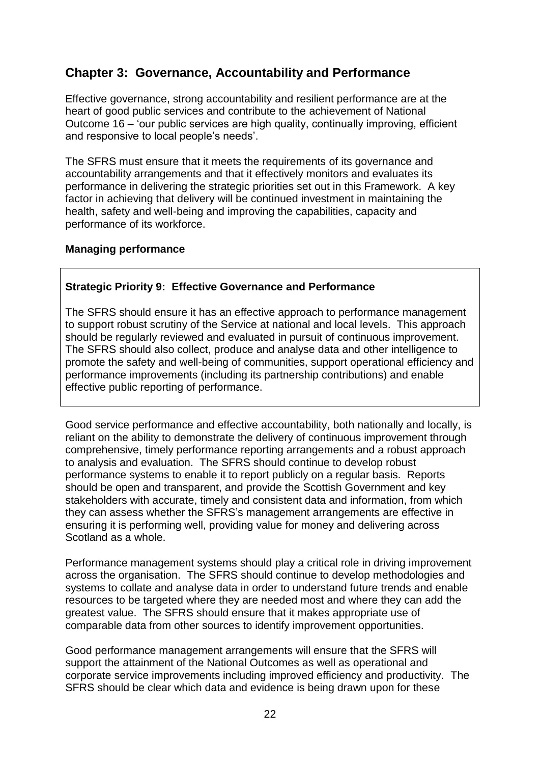## Chapter 3: Governance, Accountability and Performance

Effective governance, strong accountability and resilient performance are at the heart of good public services and contribute to the achievement of National Outcome 16 – 'our public services are high quality, continually improving, efficient and responsive to local people's needs'.

The SFRS must ensure that it meets the requirements of its governance and accountability arrangements and that it effectively monitors and evaluates its performance in delivering the strategic priorities set out in this Framework. A key factor in achieving that delivery will be continued investment in maintaining the health, safety and well-being and improving the capabilities, capacity and performance of its workforce.

### Managing performance

> **Strategic Priority 9: Effective Governance and Performance**
>
> The SFRS should ensure it has an effective approach to performance management to support robust scrutiny of the Service at national and local levels. This approach should be regularly reviewed and evaluated in pursuit of continuous improvement. The SFRS should also collect, produce and analyse data and other intelligence to promote the safety and well-being of communities, support operational efficiency and performance improvements (including its partnership contributions) and enable effective public reporting of performance.

Good service performance and effective accountability, both nationally and locally, is reliant on the ability to demonstrate the delivery of continuous improvement through comprehensive, timely performance reporting arrangements and a robust approach to analysis and evaluation. The SFRS should continue to develop robust performance systems to enable it to report publicly on a regular basis. Reports should be open and transparent, and provide the Scottish Government and key stakeholders with accurate, timely and consistent data and information, from which they can assess whether the SFRS's management arrangements are effective in ensuring it is performing well, providing value for money and delivering across Scotland as a whole.

Performance management systems should play a critical role in driving improvement across the organisation. The SFRS should continue to develop methodologies and systems to collate and analyse data in order to understand future trends and enable resources to be targeted where they are needed most and where they can add the greatest value. The SFRS should ensure that it makes appropriate use of comparable data from other sources to identify improvement opportunities.

Good performance management arrangements will ensure that the SFRS will support the attainment of the National Outcomes as well as operational and corporate service improvements including improved efficiency and productivity. The SFRS should be clear which data and evidence is being drawn upon for these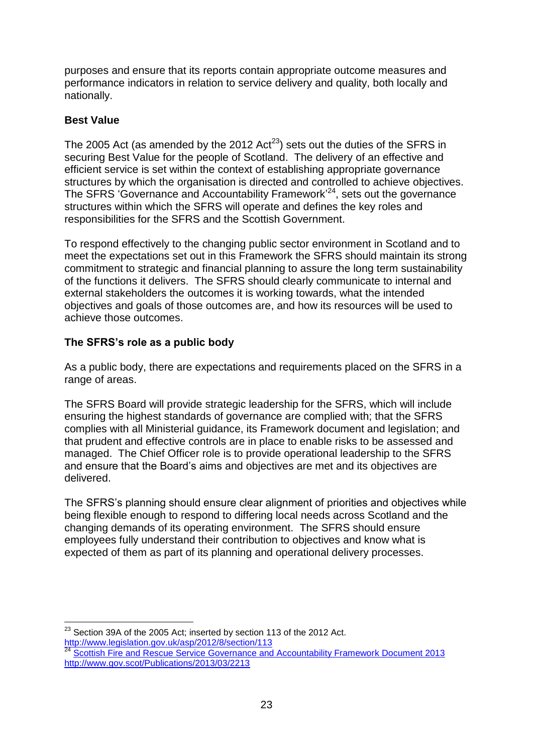purposes and ensure that its reports contain appropriate outcome measures and performance indicators in relation to service delivery and quality, both locally and nationally.

**Best Value**

The 2005 Act (as amended by the 2012 Act[23]) sets out the duties of the SFRS in securing Best Value for the people of Scotland. The delivery of an effective and efficient service is set within the context of establishing appropriate governance structures by which the organisation is directed and controlled to achieve objectives. The SFRS 'Governance and Accountability Framework'[24], sets out the governance structures within which the SFRS will operate and defines the key roles and responsibilities for the SFRS and the Scottish Government.

To respond effectively to the changing public sector environment in Scotland and to meet the expectations set out in this Framework the SFRS should maintain its strong commitment to strategic and financial planning to assure the long term sustainability of the functions it delivers. The SFRS should clearly communicate to internal and external stakeholders the outcomes it is working towards, what the intended objectives and goals of those outcomes are, and how its resources will be used to achieve those outcomes.

**The SFRS's role as a public body**

As a public body, there are expectations and requirements placed on the SFRS in a range of areas.

The SFRS Board will provide strategic leadership for the SFRS, which will include ensuring the highest standards of governance are complied with; that the SFRS complies with all Ministerial guidance, its Framework document and legislation; and that prudent and effective controls are in place to enable risks to be assessed and managed. The Chief Officer role is to provide operational leadership to the SFRS and ensure that the Board's aims and objectives are met and its objectives are delivered.

The SFRS's planning should ensure clear alignment of priorities and objectives while being flexible enough to respond to differing local needs across Scotland and the changing demands of its operating environment. The SFRS should ensure employees fully understand their contribution to objectives and know what is expected of them as part of its planning and operational delivery processes.

---

[23] Section 39A of the 2005 Act; inserted by section 113 of the 2012 Act. http://www.legislation.gov.uk/asp/2012/8/section/113

[24] Scottish Fire and Rescue Service Governance and Accountability Framework Document 2013 http://www.gov.scot/Publications/2013/03/2213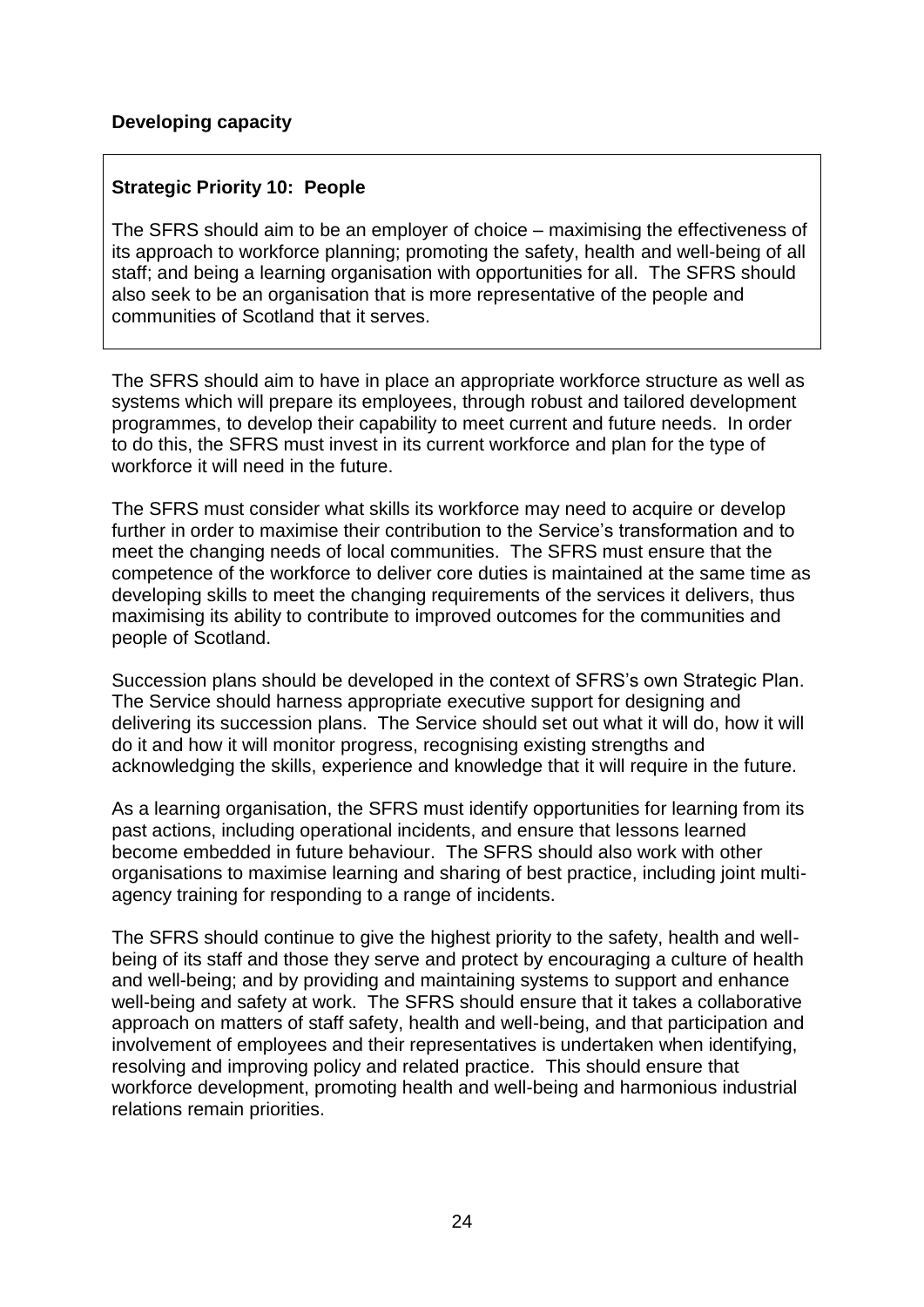**Developing capacity**

> **Strategic Priority 10: People**
>
> The SFRS should aim to be an employer of choice – maximising the effectiveness of its approach to workforce planning; promoting the safety, health and well-being of all staff; and being a learning organisation with opportunities for all. The SFRS should also seek to be an organisation that is more representative of the people and communities of Scotland that it serves.

The SFRS should aim to have in place an appropriate workforce structure as well as systems which will prepare its employees, through robust and tailored development programmes, to develop their capability to meet current and future needs. In order to do this, the SFRS must invest in its current workforce and plan for the type of workforce it will need in the future.

The SFRS must consider what skills its workforce may need to acquire or develop further in order to maximise their contribution to the Service's transformation and to meet the changing needs of local communities. The SFRS must ensure that the competence of the workforce to deliver core duties is maintained at the same time as developing skills to meet the changing requirements of the services it delivers, thus maximising its ability to contribute to improved outcomes for the communities and people of Scotland.

Succession plans should be developed in the context of SFRS's own Strategic Plan. The Service should harness appropriate executive support for designing and delivering its succession plans. The Service should set out what it will do, how it will do it and how it will monitor progress, recognising existing strengths and acknowledging the skills, experience and knowledge that it will require in the future.

As a learning organisation, the SFRS must identify opportunities for learning from its past actions, including operational incidents, and ensure that lessons learned become embedded in future behaviour. The SFRS should also work with other organisations to maximise learning and sharing of best practice, including joint multi-agency training for responding to a range of incidents.

The SFRS should continue to give the highest priority to the safety, health and well-being of its staff and those they serve and protect by encouraging a culture of health and well-being; and by providing and maintaining systems to support and enhance well-being and safety at work. The SFRS should ensure that it takes a collaborative approach on matters of staff safety, health and well-being, and that participation and involvement of employees and their representatives is undertaken when identifying, resolving and improving policy and related practice. This should ensure that workforce development, promoting health and well-being and harmonious industrial relations remain priorities.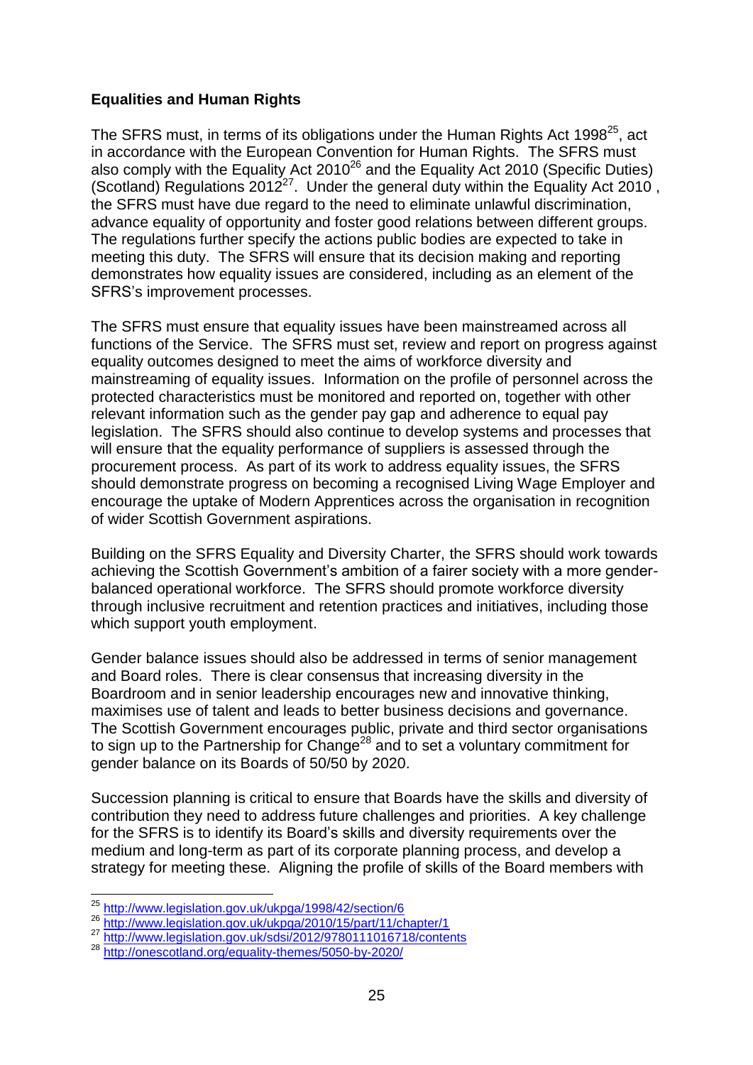**Equalities and Human Rights**

The SFRS must, in terms of its obligations under the Human Rights Act 1998[25], act in accordance with the European Convention for Human Rights. The SFRS must also comply with the Equality Act 2010[26] and the Equality Act 2010 (Specific Duties) (Scotland) Regulations 2012[27]. Under the general duty within the Equality Act 2010 , the SFRS must have due regard to the need to eliminate unlawful discrimination, advance equality of opportunity and foster good relations between different groups. The regulations further specify the actions public bodies are expected to take in meeting this duty. The SFRS will ensure that its decision making and reporting demonstrates how equality issues are considered, including as an element of the SFRS's improvement processes.

The SFRS must ensure that equality issues have been mainstreamed across all functions of the Service. The SFRS must set, review and report on progress against equality outcomes designed to meet the aims of workforce diversity and mainstreaming of equality issues. Information on the profile of personnel across the protected characteristics must be monitored and reported on, together with other relevant information such as the gender pay gap and adherence to equal pay legislation. The SFRS should also continue to develop systems and processes that will ensure that the equality performance of suppliers is assessed through the procurement process. As part of its work to address equality issues, the SFRS should demonstrate progress on becoming a recognised Living Wage Employer and encourage the uptake of Modern Apprentices across the organisation in recognition of wider Scottish Government aspirations.

Building on the SFRS Equality and Diversity Charter, the SFRS should work towards achieving the Scottish Government's ambition of a fairer society with a more gender-balanced operational workforce. The SFRS should promote workforce diversity through inclusive recruitment and retention practices and initiatives, including those which support youth employment.

Gender balance issues should also be addressed in terms of senior management and Board roles. There is clear consensus that increasing diversity in the Boardroom and in senior leadership encourages new and innovative thinking, maximises use of talent and leads to better business decisions and governance. The Scottish Government encourages public, private and third sector organisations to sign up to the Partnership for Change[28] and to set a voluntary commitment for gender balance on its Boards of 50/50 by 2020.

Succession planning is critical to ensure that Boards have the skills and diversity of contribution they need to address future challenges and priorities. A key challenge for the SFRS is to identify its Board's skills and diversity requirements over the medium and long-term as part of its corporate planning process, and develop a strategy for meeting these. Aligning the profile of skills of the Board members with

---

[25] http://www.legislation.gov.uk/ukpga/1998/42/section/6
[26] http://www.legislation.gov.uk/ukpga/2010/15/part/11/chapter/1
[27] http://www.legislation.gov.uk/sdsi/2012/9780111016718/contents
[28] http://onescotland.org/equality-themes/5050-by-2020/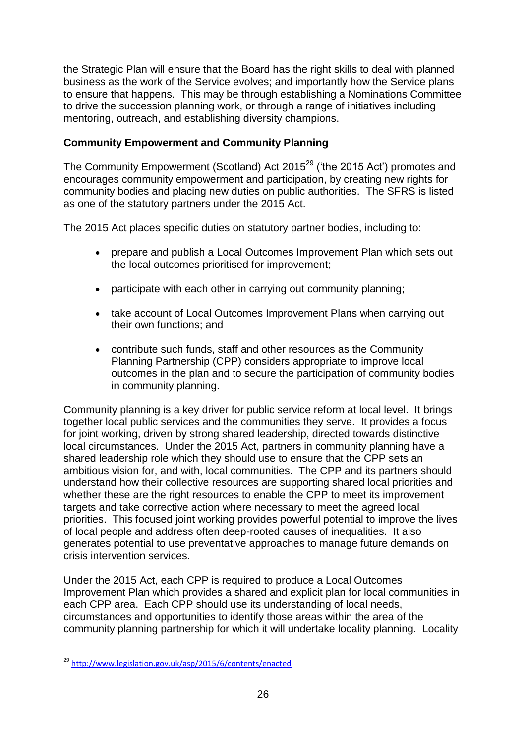the Strategic Plan will ensure that the Board has the right skills to deal with planned business as the work of the Service evolves; and importantly how the Service plans to ensure that happens. This may be through establishing a Nominations Committee to drive the succession planning work, or through a range of initiatives including mentoring, outreach, and establishing diversity champions.

**Community Empowerment and Community Planning**

The Community Empowerment (Scotland) Act 2015[29] ('the 2015 Act') promotes and encourages community empowerment and participation, by creating new rights for community bodies and placing new duties on public authorities. The SFRS is listed as one of the statutory partners under the 2015 Act.

The 2015 Act places specific duties on statutory partner bodies, including to:

- prepare and publish a Local Outcomes Improvement Plan which sets out the local outcomes prioritised for improvement;
- participate with each other in carrying out community planning;
- take account of Local Outcomes Improvement Plans when carrying out their own functions; and
- contribute such funds, staff and other resources as the Community Planning Partnership (CPP) considers appropriate to improve local outcomes in the plan and to secure the participation of community bodies in community planning.

Community planning is a key driver for public service reform at local level. It brings together local public services and the communities they serve. It provides a focus for joint working, driven by strong shared leadership, directed towards distinctive local circumstances. Under the 2015 Act, partners in community planning have a shared leadership role which they should use to ensure that the CPP sets an ambitious vision for, and with, local communities. The CPP and its partners should understand how their collective resources are supporting shared local priorities and whether these are the right resources to enable the CPP to meet its improvement targets and take corrective action where necessary to meet the agreed local priorities. This focused joint working provides powerful potential to improve the lives of local people and address often deep-rooted causes of inequalities. It also generates potential to use preventative approaches to manage future demands on crisis intervention services.

Under the 2015 Act, each CPP is required to produce a Local Outcomes Improvement Plan which provides a shared and explicit plan for local communities in each CPP area. Each CPP should use its understanding of local needs, circumstances and opportunities to identify those areas within the area of the community planning partnership for which it will undertake locality planning. Locality

[29] http://www.legislation.gov.uk/asp/2015/6/contents/enacted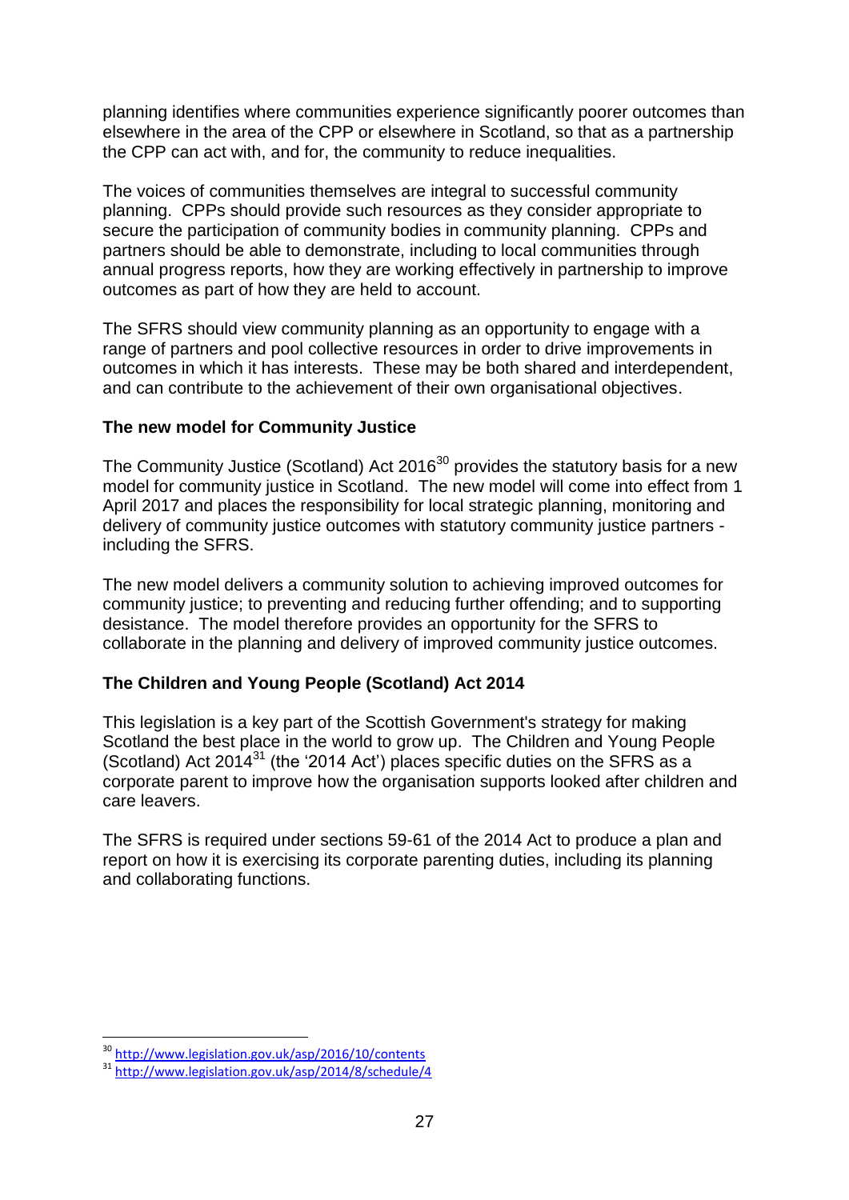planning identifies where communities experience significantly poorer outcomes than elsewhere in the area of the CPP or elsewhere in Scotland, so that as a partnership the CPP can act with, and for, the community to reduce inequalities.

The voices of communities themselves are integral to successful community planning. CPPs should provide such resources as they consider appropriate to secure the participation of community bodies in community planning. CPPs and partners should be able to demonstrate, including to local communities through annual progress reports, how they are working effectively in partnership to improve outcomes as part of how they are held to account.

The SFRS should view community planning as an opportunity to engage with a range of partners and pool collective resources in order to drive improvements in outcomes in which it has interests. These may be both shared and interdependent, and can contribute to the achievement of their own organisational objectives.

**The new model for Community Justice**

The Community Justice (Scotland) Act 2016[30] provides the statutory basis for a new model for community justice in Scotland. The new model will come into effect from 1 April 2017 and places the responsibility for local strategic planning, monitoring and delivery of community justice outcomes with statutory community justice partners - including the SFRS.

The new model delivers a community solution to achieving improved outcomes for community justice; to preventing and reducing further offending; and to supporting desistance. The model therefore provides an opportunity for the SFRS to collaborate in the planning and delivery of improved community justice outcomes.

**The Children and Young People (Scotland) Act 2014**

This legislation is a key part of the Scottish Government's strategy for making Scotland the best place in the world to grow up. The Children and Young People (Scotland) Act 2014[31] (the '2014 Act') places specific duties on the SFRS as a corporate parent to improve how the organisation supports looked after children and care leavers.

The SFRS is required under sections 59-61 of the 2014 Act to produce a plan and report on how it is exercising its corporate parenting duties, including its planning and collaborating functions.

---

[30] http://www.legislation.gov.uk/asp/2016/10/contents

[31] http://www.legislation.gov.uk/asp/2014/8/schedule/4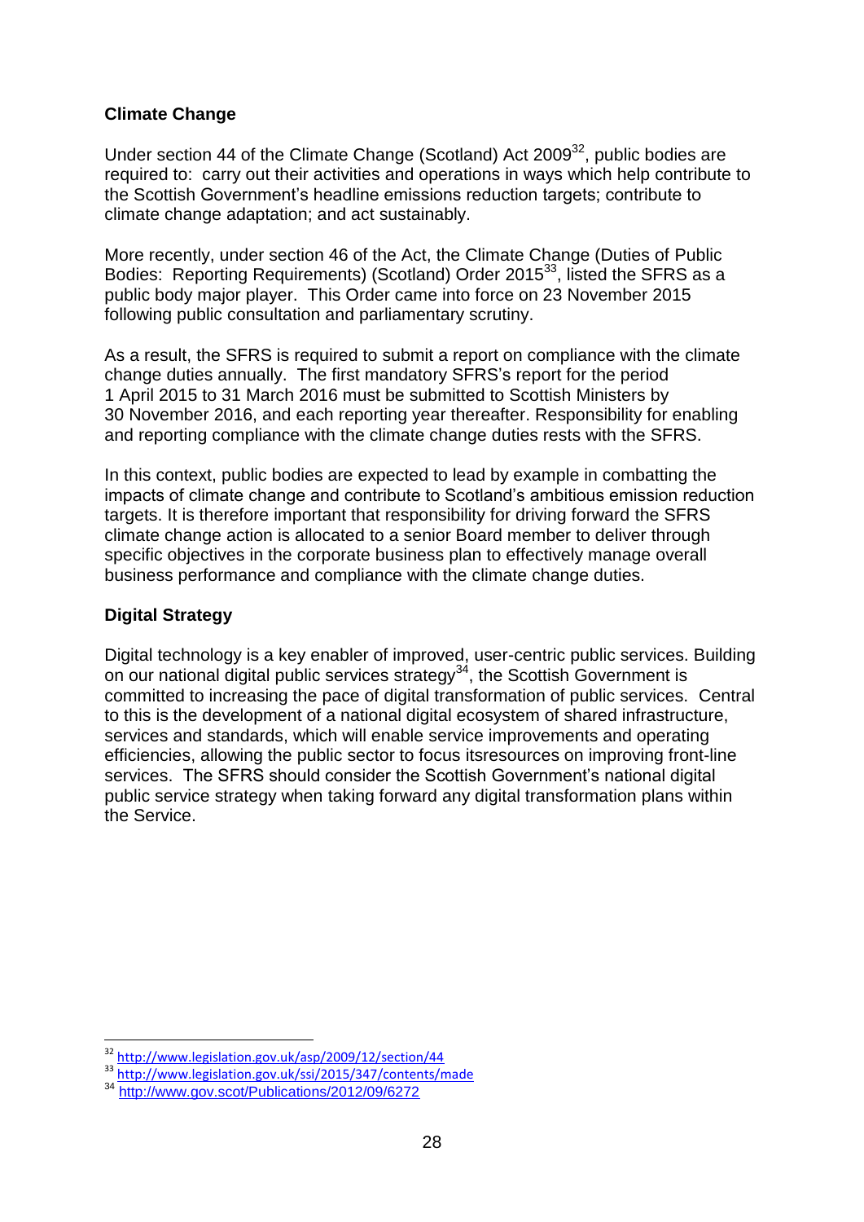## Climate Change

Under section 44 of the Climate Change (Scotland) Act 2009[32], public bodies are required to: carry out their activities and operations in ways which help contribute to the Scottish Government's headline emissions reduction targets; contribute to climate change adaptation; and act sustainably.

More recently, under section 46 of the Act, the Climate Change (Duties of Public Bodies: Reporting Requirements) (Scotland) Order 2015[33], listed the SFRS as a public body major player. This Order came into force on 23 November 2015 following public consultation and parliamentary scrutiny.

As a result, the SFRS is required to submit a report on compliance with the climate change duties annually. The first mandatory SFRS's report for the period 1 April 2015 to 31 March 2016 must be submitted to Scottish Ministers by 30 November 2016, and each reporting year thereafter. Responsibility for enabling and reporting compliance with the climate change duties rests with the SFRS.

In this context, public bodies are expected to lead by example in combatting the impacts of climate change and contribute to Scotland's ambitious emission reduction targets. It is therefore important that responsibility for driving forward the SFRS climate change action is allocated to a senior Board member to deliver through specific objectives in the corporate business plan to effectively manage overall business performance and compliance with the climate change duties.

## Digital Strategy

Digital technology is a key enabler of improved, user-centric public services. Building on our national digital public services strategy[34], the Scottish Government is committed to increasing the pace of digital transformation of public services. Central to this is the development of a national digital ecosystem of shared infrastructure, services and standards, which will enable service improvements and operating efficiencies, allowing the public sector to focus itsresources on improving front-line services. The SFRS should consider the Scottish Government's national digital public service strategy when taking forward any digital transformation plans within the Service.

---

[32] http://www.legislation.gov.uk/asp/2009/12/section/44

[33] http://www.legislation.gov.uk/ssi/2015/347/contents/made

[34] http://www.gov.scot/Publications/2012/09/6272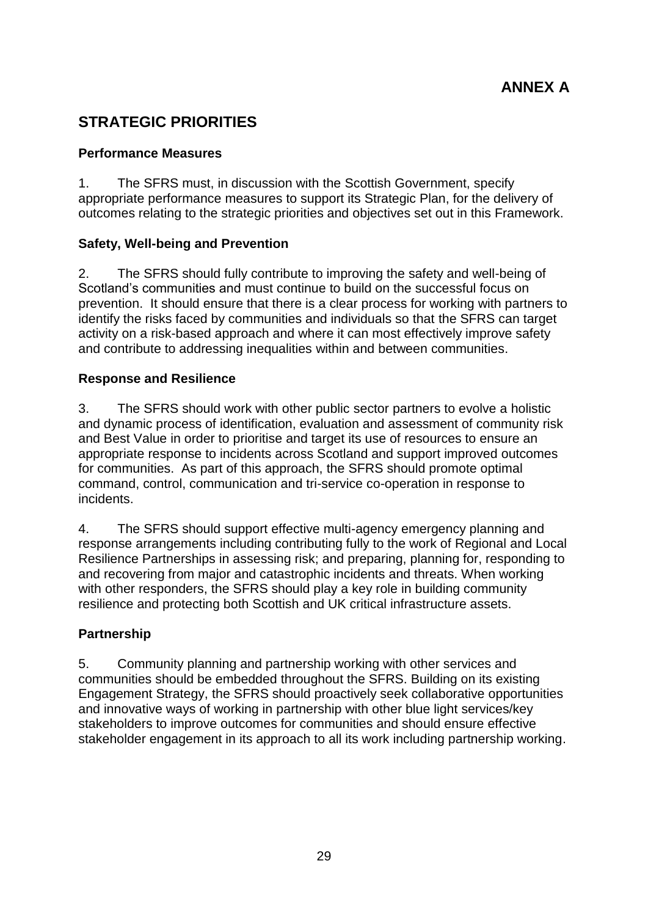**ANNEX A**

## STRATEGIC PRIORITIES

### Performance Measures

1. The SFRS must, in discussion with the Scottish Government, specify appropriate performance measures to support its Strategic Plan, for the delivery of outcomes relating to the strategic priorities and objectives set out in this Framework.

### Safety, Well-being and Prevention

2. The SFRS should fully contribute to improving the safety and well-being of Scotland's communities and must continue to build on the successful focus on prevention. It should ensure that there is a clear process for working with partners to identify the risks faced by communities and individuals so that the SFRS can target activity on a risk-based approach and where it can most effectively improve safety and contribute to addressing inequalities within and between communities.

### Response and Resilience

3. The SFRS should work with other public sector partners to evolve a holistic and dynamic process of identification, evaluation and assessment of community risk and Best Value in order to prioritise and target its use of resources to ensure an appropriate response to incidents across Scotland and support improved outcomes for communities. As part of this approach, the SFRS should promote optimal command, control, communication and tri-service co-operation in response to incidents.

4. The SFRS should support effective multi-agency emergency planning and response arrangements including contributing fully to the work of Regional and Local Resilience Partnerships in assessing risk; and preparing, planning for, responding to and recovering from major and catastrophic incidents and threats. When working with other responders, the SFRS should play a key role in building community resilience and protecting both Scottish and UK critical infrastructure assets.

### Partnership

5. Community planning and partnership working with other services and communities should be embedded throughout the SFRS. Building on its existing Engagement Strategy, the SFRS should proactively seek collaborative opportunities and innovative ways of working in partnership with other blue light services/key stakeholders to improve outcomes for communities and should ensure effective stakeholder engagement in its approach to all its work including partnership working.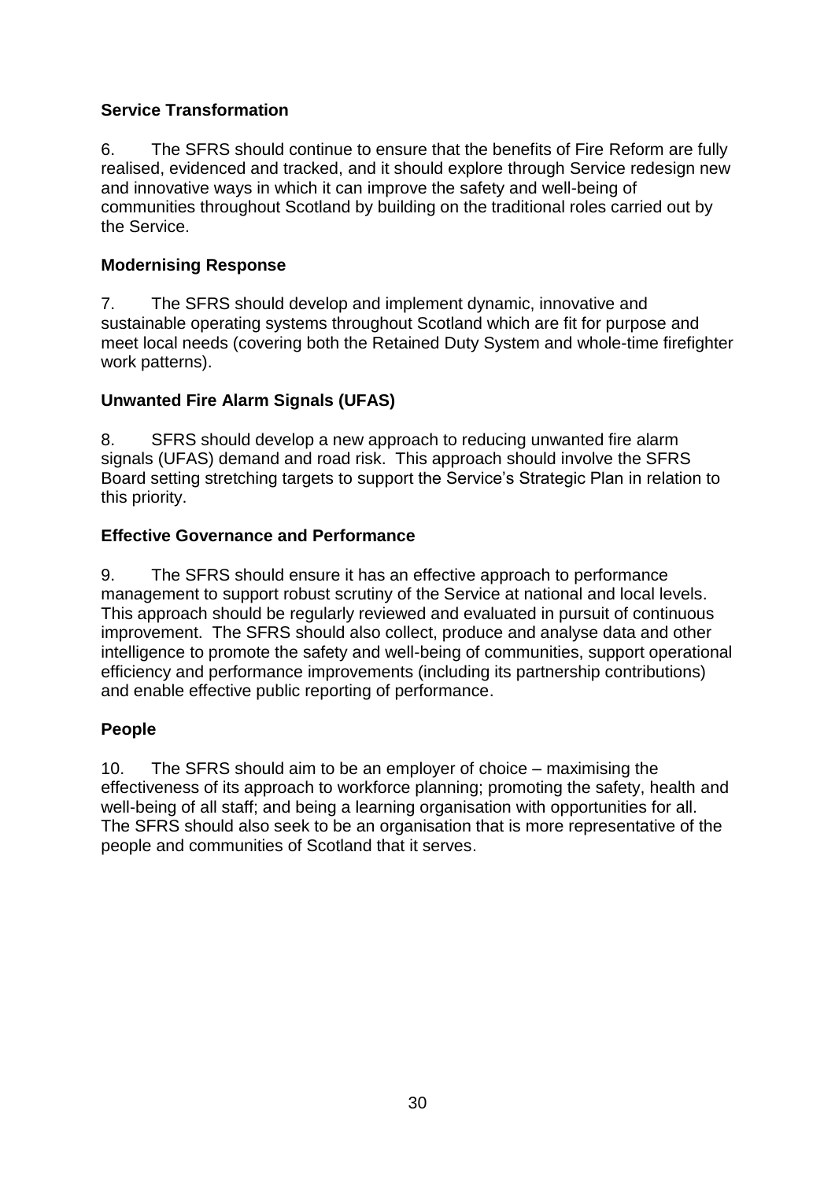**Service Transformation**

6. The SFRS should continue to ensure that the benefits of Fire Reform are fully realised, evidenced and tracked, and it should explore through Service redesign new and innovative ways in which it can improve the safety and well-being of communities throughout Scotland by building on the traditional roles carried out by the Service.

**Modernising Response**

7. The SFRS should develop and implement dynamic, innovative and sustainable operating systems throughout Scotland which are fit for purpose and meet local needs (covering both the Retained Duty System and whole-time firefighter work patterns).

**Unwanted Fire Alarm Signals (UFAS)**

8. SFRS should develop a new approach to reducing unwanted fire alarm signals (UFAS) demand and road risk. This approach should involve the SFRS Board setting stretching targets to support the Service's Strategic Plan in relation to this priority.

**Effective Governance and Performance**

9. The SFRS should ensure it has an effective approach to performance management to support robust scrutiny of the Service at national and local levels. This approach should be regularly reviewed and evaluated in pursuit of continuous improvement. The SFRS should also collect, produce and analyse data and other intelligence to promote the safety and well-being of communities, support operational efficiency and performance improvements (including its partnership contributions) and enable effective public reporting of performance.

**People**

10. The SFRS should aim to be an employer of choice – maximising the effectiveness of its approach to workforce planning; promoting the safety, health and well-being of all staff; and being a learning organisation with opportunities for all. The SFRS should also seek to be an organisation that is more representative of the people and communities of Scotland that it serves.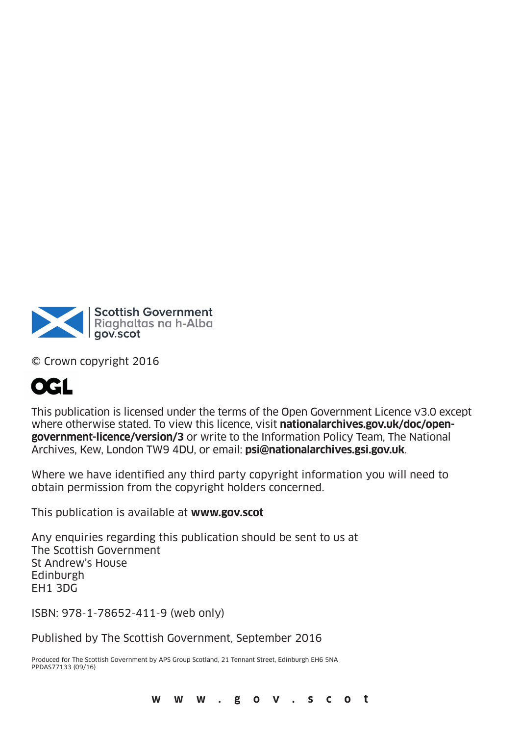Scottish Government
Riaghaltas na h-Alba
gov.scot

© Crown copyright 2016

OGL

This publication is licensed under the terms of the Open Government Licence v3.0 except where otherwise stated. To view this licence, visit **nationalarchives.gov.uk/doc/open-government-licence/version/3** or write to the Information Policy Team, The National Archives, Kew, London TW9 4DU, or email: **psi@nationalarchives.gsi.gov.uk**.

Where we have identified any third party copyright information you will need to obtain permission from the copyright holders concerned.

This publication is available at **www.gov.scot**

Any enquiries regarding this publication should be sent to us at
The Scottish Government
St Andrew's House
Edinburgh
EH1 3DG

ISBN: 978-1-78652-411-9 (web only)

Published by The Scottish Government, September 2016

Produced for The Scottish Government by APS Group Scotland, 21 Tennant Street, Edinburgh EH6 5NA
PPDAS77133 (09/16)

**w w w . g o v . s c o t**